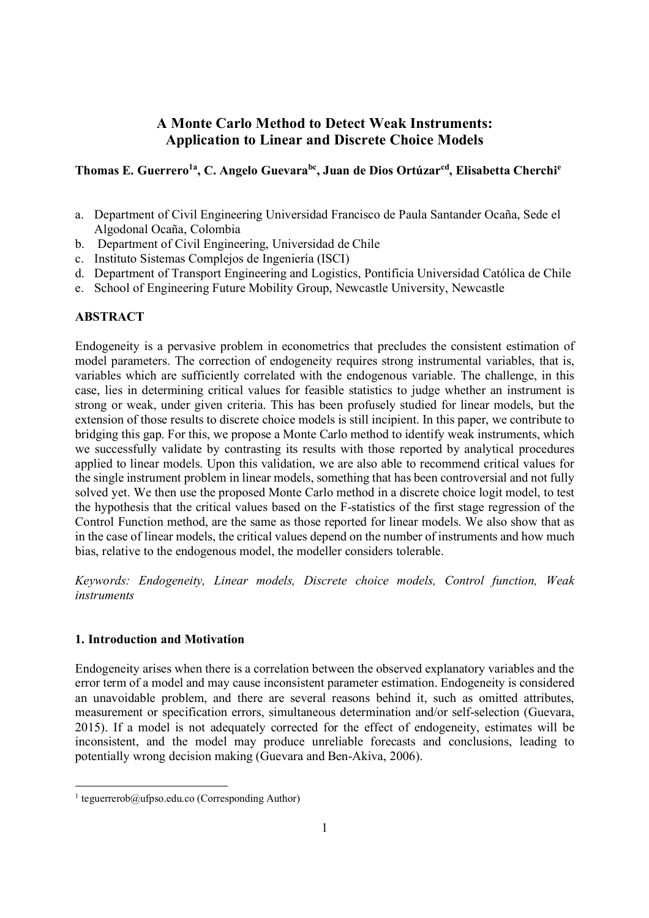# A Monte Carlo Method to Detect Weak Instruments: Application to Linear and Discrete Choice Models

**Thomas E. Guerrero[1a], C. Angelo Guevara[bc], Juan de Dios Ortúzar[cd], Elisabetta Cherchi[e]**

a. Department of Civil Engineering Universidad Francisco de Paula Santander Ocaña, Sede el Algodonal Ocaña, Colombia
b. Department of Civil Engineering, Universidad de Chile
c. Instituto Sistemas Complejos de Ingeniería (ISCI)
d. Department of Transport Engineering and Logistics, Pontificia Universidad Católica de Chile
e. School of Engineering Future Mobility Group, Newcastle University, Newcastle

## ABSTRACT

Endogeneity is a pervasive problem in econometrics that precludes the consistent estimation of model parameters. The correction of endogeneity requires strong instrumental variables, that is, variables which are sufficiently correlated with the endogenous variable. The challenge, in this case, lies in determining critical values for feasible statistics to judge whether an instrument is strong or weak, under given criteria. This has been profusely studied for linear models, but the extension of those results to discrete choice models is still incipient. In this paper, we contribute to bridging this gap. For this, we propose a Monte Carlo method to identify weak instruments, which we successfully validate by contrasting its results with those reported by analytical procedures applied to linear models. Upon this validation, we are also able to recommend critical values for the single instrument problem in linear models, something that has been controversial and not fully solved yet. We then use the proposed Monte Carlo method in a discrete choice logit model, to test the hypothesis that the critical values based on the F-statistics of the first stage regression of the Control Function method, are the same as those reported for linear models. We also show that as in the case of linear models, the critical values depend on the number of instruments and how much bias, relative to the endogenous model, the modeller considers tolerable.

*Keywords: Endogeneity, Linear models, Discrete choice models, Control function, Weak instruments*

## 1. Introduction and Motivation

Endogeneity arises when there is a correlation between the observed explanatory variables and the error term of a model and may cause inconsistent parameter estimation. Endogeneity is considered an unavoidable problem, and there are several reasons behind it, such as omitted attributes, measurement or specification errors, simultaneous determination and/or self-selection (Guevara, 2015). If a model is not adequately corrected for the effect of endogeneity, estimates will be inconsistent, and the model may produce unreliable forecasts and conclusions, leading to potentially wrong decision making (Guevara and Ben-Akiva, 2006).

[1] teguerrerob@ufpso.edu.co (Corresponding Author)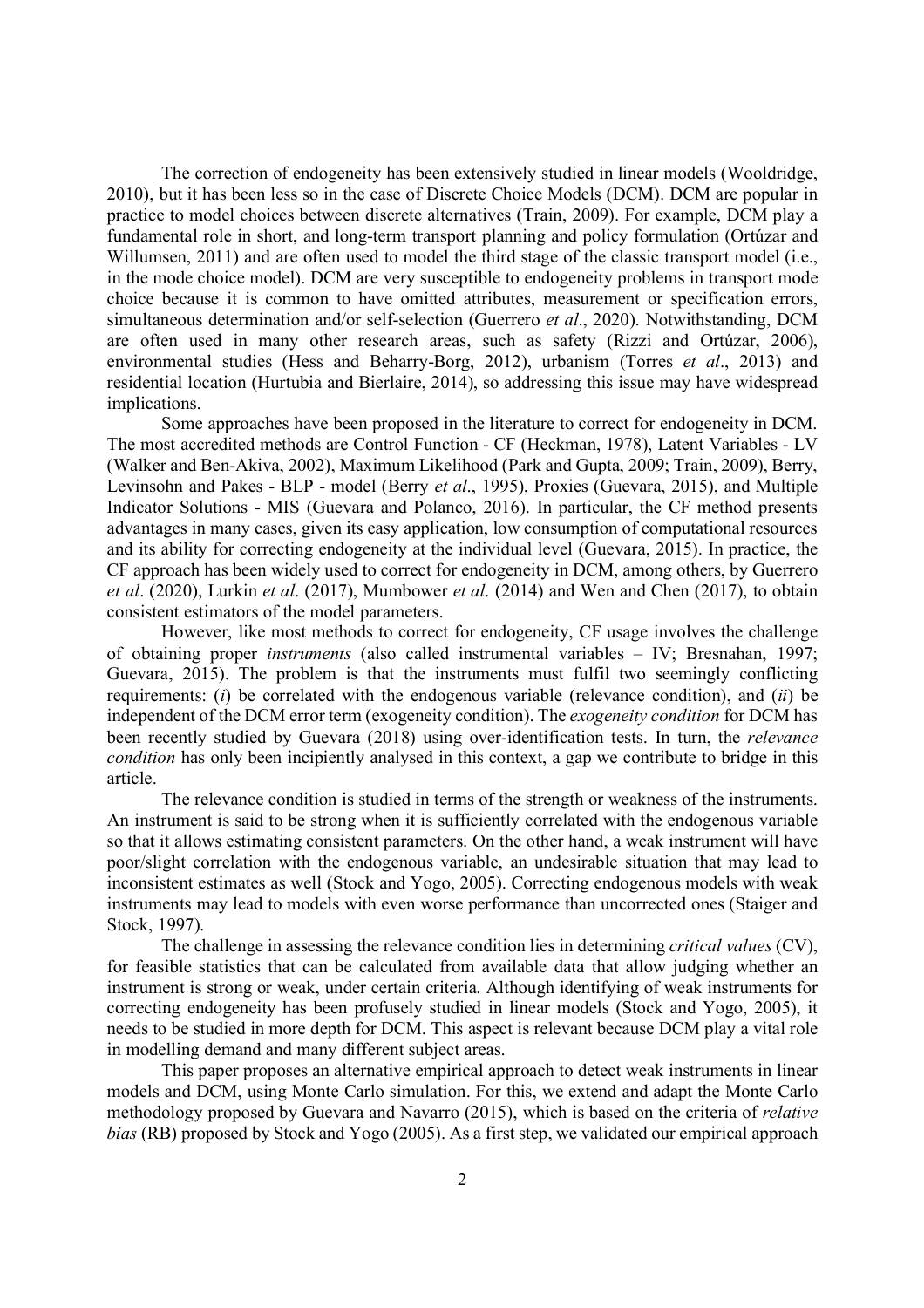The correction of endogeneity has been extensively studied in linear models (Wooldridge, 2010), but it has been less so in the case of Discrete Choice Models (DCM). DCM are popular in practice to model choices between discrete alternatives (Train, 2009). For example, DCM play a fundamental role in short, and long-term transport planning and policy formulation (Ortúzar and Willumsen, 2011) and are often used to model the third stage of the classic transport model (i.e., in the mode choice model). DCM are very susceptible to endogeneity problems in transport mode choice because it is common to have omitted attributes, measurement or specification errors, simultaneous determination and/or self-selection (Guerrero *et al*., 2020). Notwithstanding, DCM are often used in many other research areas, such as safety (Rizzi and Ortúzar, 2006), environmental studies (Hess and Beharry-Borg, 2012), urbanism (Torres *et al*., 2013) and residential location (Hurtubia and Bierlaire, 2014), so addressing this issue may have widespread implications.

Some approaches have been proposed in the literature to correct for endogeneity in DCM. The most accredited methods are Control Function - CF (Heckman, 1978), Latent Variables - LV (Walker and Ben-Akiva, 2002), Maximum Likelihood (Park and Gupta, 2009; Train, 2009), Berry, Levinsohn and Pakes - BLP - model (Berry *et al*., 1995), Proxies (Guevara, 2015), and Multiple Indicator Solutions - MIS (Guevara and Polanco, 2016). In particular, the CF method presents advantages in many cases, given its easy application, low consumption of computational resources and its ability for correcting endogeneity at the individual level (Guevara, 2015). In practice, the CF approach has been widely used to correct for endogeneity in DCM, among others, by Guerrero *et al*. (2020), Lurkin *et al*. (2017), Mumbower *et al*. (2014) and Wen and Chen (2017), to obtain consistent estimators of the model parameters.

However, like most methods to correct for endogeneity, CF usage involves the challenge of obtaining proper *instruments* (also called instrumental variables – IV; Bresnahan, 1997; Guevara, 2015). The problem is that the instruments must fulfil two seemingly conflicting requirements: (*i*) be correlated with the endogenous variable (relevance condition), and (*ii*) be independent of the DCM error term (exogeneity condition). The *exogeneity condition* for DCM has been recently studied by Guevara (2018) using over-identification tests. In turn, the *relevance condition* has only been incipiently analysed in this context, a gap we contribute to bridge in this article.

The relevance condition is studied in terms of the strength or weakness of the instruments. An instrument is said to be strong when it is sufficiently correlated with the endogenous variable so that it allows estimating consistent parameters. On the other hand, a weak instrument will have poor/slight correlation with the endogenous variable, an undesirable situation that may lead to inconsistent estimates as well (Stock and Yogo, 2005). Correcting endogenous models with weak instruments may lead to models with even worse performance than uncorrected ones (Staiger and Stock, 1997).

The challenge in assessing the relevance condition lies in determining *critical values* (CV), for feasible statistics that can be calculated from available data that allow judging whether an instrument is strong or weak, under certain criteria. Although identifying of weak instruments for correcting endogeneity has been profusely studied in linear models (Stock and Yogo, 2005), it needs to be studied in more depth for DCM. This aspect is relevant because DCM play a vital role in modelling demand and many different subject areas.

This paper proposes an alternative empirical approach to detect weak instruments in linear models and DCM, using Monte Carlo simulation. For this, we extend and adapt the Monte Carlo methodology proposed by Guevara and Navarro (2015), which is based on the criteria of *relative bias* (RB) proposed by Stock and Yogo (2005). As a first step, we validated our empirical approach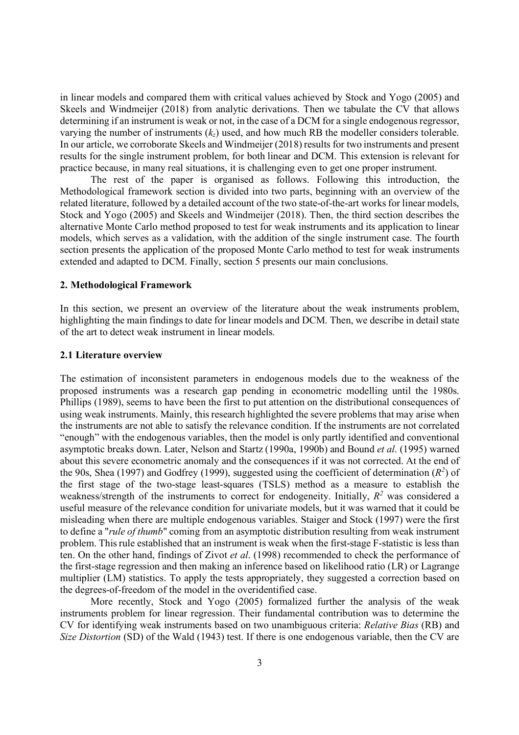in linear models and compared them with critical values achieved by Stock and Yogo (2005) and Skeels and Windmeijer (2018) from analytic derivations. Then we tabulate the CV that allows determining if an instrument is weak or not, in the case of a DCM for a single endogenous regressor, varying the number of instruments ($k_z$) used, and how much RB the modeller considers tolerable. In our article, we corroborate Skeels and Windmeijer (2018) results for two instruments and present results for the single instrument problem, for both linear and DCM. This extension is relevant for practice because, in many real situations, it is challenging even to get one proper instrument.

The rest of the paper is organised as follows. Following this introduction, the Methodological framework section is divided into two parts, beginning with an overview of the related literature, followed by a detailed account of the two state-of-the-art works for linear models, Stock and Yogo (2005) and Skeels and Windmeijer (2018). Then, the third section describes the alternative Monte Carlo method proposed to test for weak instruments and its application to linear models, which serves as a validation, with the addition of the single instrument case. The fourth section presents the application of the proposed Monte Carlo method to test for weak instruments extended and adapted to DCM. Finally, section 5 presents our main conclusions.

## 2. Methodological Framework

In this section, we present an overview of the literature about the weak instruments problem, highlighting the main findings to date for linear models and DCM. Then, we describe in detail state of the art to detect weak instrument in linear models.

### 2.1 Literature overview

The estimation of inconsistent parameters in endogenous models due to the weakness of the proposed instruments was a research gap pending in econometric modelling until the 1980s. Phillips (1989), seems to have been the first to put attention on the distributional consequences of using weak instruments. Mainly, this research highlighted the severe problems that may arise when the instruments are not able to satisfy the relevance condition. If the instruments are not correlated "enough" with the endogenous variables, then the model is only partly identified and conventional asymptotic breaks down. Later, Nelson and Startz (1990a, 1990b) and Bound *et al*. (1995) warned about this severe econometric anomaly and the consequences if it was not corrected. At the end of the 90s, Shea (1997) and Godfrey (1999), suggested using the coefficient of determination ($R^2$) of the first stage of the two-stage least-squares (TSLS) method as a measure to establish the weakness/strength of the instruments to correct for endogeneity. Initially, $R^2$ was considered a useful measure of the relevance condition for univariate models, but it was warned that it could be misleading when there are multiple endogenous variables. Staiger and Stock (1997) were the first to define a "*rule of thumb*" coming from an asymptotic distribution resulting from weak instrument problem. This rule established that an instrument is weak when the first-stage F-statistic is less than ten. On the other hand, findings of Zivot *et al*. (1998) recommended to check the performance of the first-stage regression and then making an inference based on likelihood ratio (LR) or Lagrange multiplier (LM) statistics. To apply the tests appropriately, they suggested a correction based on the degrees-of-freedom of the model in the overidentified case.

More recently, Stock and Yogo (2005) formalized further the analysis of the weak instruments problem for linear regression. Their fundamental contribution was to determine the CV for identifying weak instruments based on two unambiguous criteria: *Relative Bias* (RB) and *Size Distortion* (SD) of the Wald (1943) test. If there is one endogenous variable, then the CV are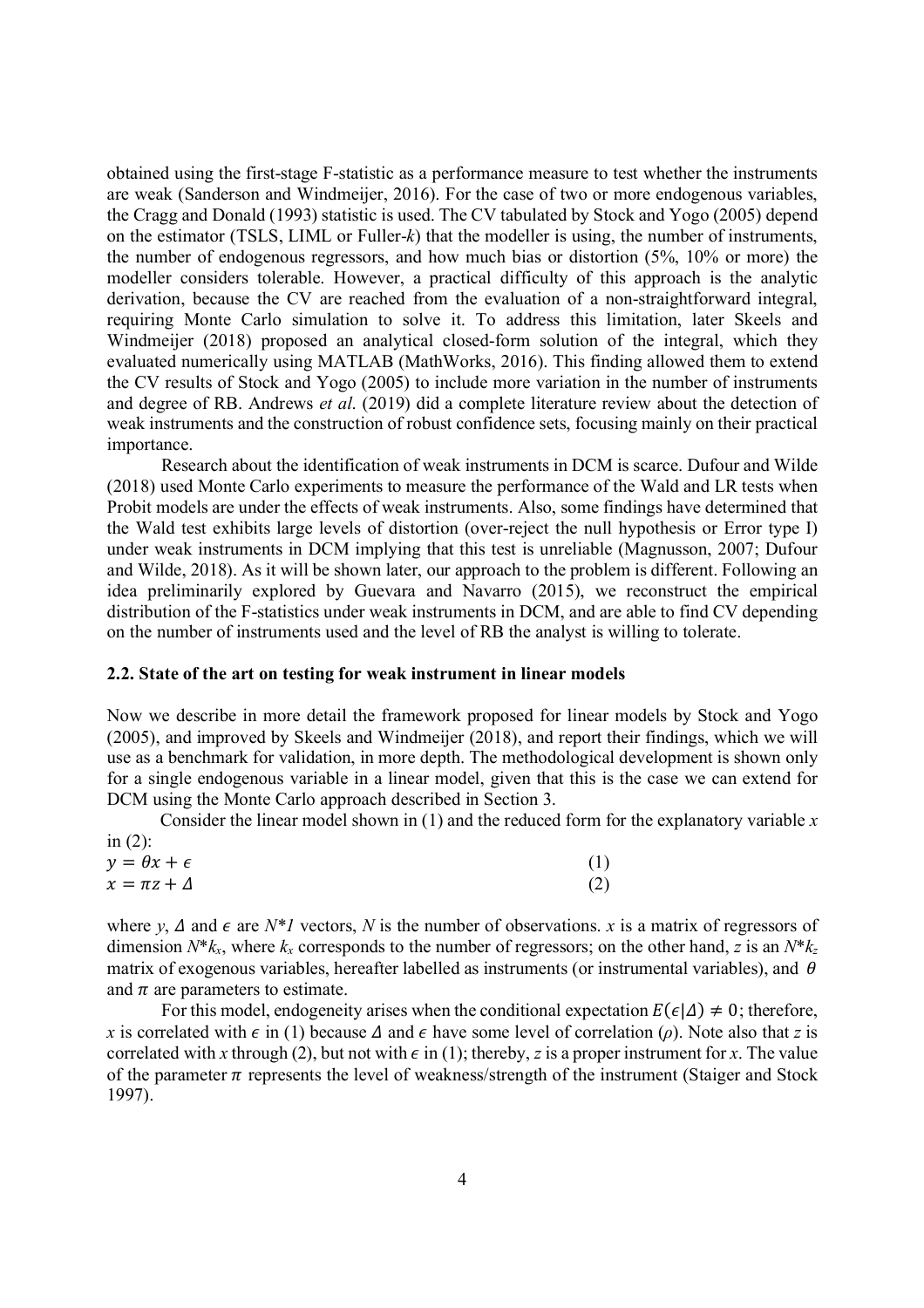obtained using the first-stage F-statistic as a performance measure to test whether the instruments are weak (Sanderson and Windmeijer, 2016). For the case of two or more endogenous variables, the Cragg and Donald (1993) statistic is used. The CV tabulated by Stock and Yogo (2005) depend on the estimator (TSLS, LIML or Fuller-*k*) that the modeller is using, the number of instruments, the number of endogenous regressors, and how much bias or distortion (5%, 10% or more) the modeller considers tolerable. However, a practical difficulty of this approach is the analytic derivation, because the CV are reached from the evaluation of a non-straightforward integral, requiring Monte Carlo simulation to solve it. To address this limitation, later Skeels and Windmeijer (2018) proposed an analytical closed-form solution of the integral, which they evaluated numerically using MATLAB (MathWorks, 2016). This finding allowed them to extend the CV results of Stock and Yogo (2005) to include more variation in the number of instruments and degree of RB. Andrews *et al.* (2019) did a complete literature review about the detection of weak instruments and the construction of robust confidence sets, focusing mainly on their practical importance.

Research about the identification of weak instruments in DCM is scarce. Dufour and Wilde (2018) used Monte Carlo experiments to measure the performance of the Wald and LR tests when Probit models are under the effects of weak instruments. Also, some findings have determined that the Wald test exhibits large levels of distortion (over-reject the null hypothesis or Error type I) under weak instruments in DCM implying that this test is unreliable (Magnusson, 2007; Dufour and Wilde, 2018). As it will be shown later, our approach to the problem is different. Following an idea preliminarily explored by Guevara and Navarro (2015), we reconstruct the empirical distribution of the F-statistics under weak instruments in DCM, and are able to find CV depending on the number of instruments used and the level of RB the analyst is willing to tolerate.

### 2.2. State of the art on testing for weak instrument in linear models

Now we describe in more detail the framework proposed for linear models by Stock and Yogo (2005), and improved by Skeels and Windmeijer (2018), and report their findings, which we will use as a benchmark for validation, in more depth. The methodological development is shown only for a single endogenous variable in a linear model, given that this is the case we can extend for DCM using the Monte Carlo approach described in Section 3.

Consider the linear model shown in (1) and the reduced form for the explanatory variable $x$ in (2):

$$y = \theta x + \epsilon \quad (1)$$

$$x = \pi z + \Delta \quad (2)$$

where $y$, $\Delta$ and $\epsilon$ are $N*1$ vectors, $N$ is the number of observations. $x$ is a matrix of regressors of dimension $N*k_x$, where $k_x$ corresponds to the number of regressors; on the other hand, $z$ is an $N*k_z$ matrix of exogenous variables, hereafter labelled as instruments (or instrumental variables), and $\theta$ and $\pi$ are parameters to estimate.

For this model, endogeneity arises when the conditional expectation $E(\epsilon|\Delta) \neq 0$; therefore, $x$ is correlated with $\epsilon$ in (1) because $\Delta$ and $\epsilon$ have some level of correlation ($\rho$). Note also that $z$ is correlated with $x$ through (2), but not with $\epsilon$ in (1); thereby, $z$ is a proper instrument for $x$. The value of the parameter $\pi$ represents the level of weakness/strength of the instrument (Staiger and Stock 1997).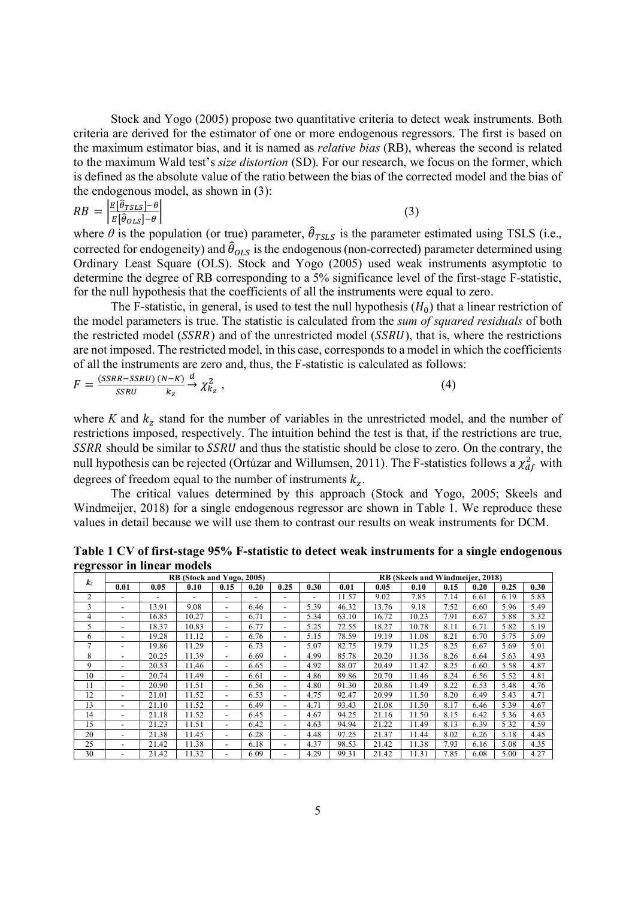Stock and Yogo (2005) propose two quantitative criteria to detect weak instruments. Both criteria are derived for the estimator of one or more endogenous regressors. The first is based on the maximum estimator bias, and it is named as *relative bias* (RB), whereas the second is related to the maximum Wald test's *size distortion* (SD). For our research, we focus on the former, which is defined as the absolute value of the ratio between the bias of the corrected model and the bias of the endogenous model, as shown in (3):

$$RB = \left|\frac{E[\hat{\theta}_{TSLS}]-\theta}{E[\hat{\theta}_{OLS}]-\theta}\right| \tag{3}$$

where $\theta$ is the population (or true) parameter, $\hat{\theta}_{TSLS}$ is the parameter estimated using TSLS (i.e., corrected for endogeneity) and $\hat{\theta}_{OLS}$ is the endogenous (non-corrected) parameter determined using Ordinary Least Square (OLS). Stock and Yogo (2005) used weak instruments asymptotic to determine the degree of RB corresponding to a 5% significance level of the first-stage F-statistic, for the null hypothesis that the coefficients of all the instruments were equal to zero.

The F-statistic, in general, is used to test the null hypothesis ($H_0$) that a linear restriction of the model parameters is true. The statistic is calculated from the *sum of squared residuals* of both the restricted model ($SSRR$) and of the unrestricted model ($SSRU$), that is, where the restrictions are not imposed. The restricted model, in this case, corresponds to a model in which the coefficients of all the instruments are zero and, thus, the F-statistic is calculated as follows:

$$F = \frac{(SSRR - SSRU)}{SSRU}\frac{(N-K)}{k_z} \xrightarrow{d} \chi^2_{k_z}, \tag{4}$$

where $K$ and $k_z$ stand for the number of variables in the unrestricted model, and the number of restrictions imposed, respectively. The intuition behind the test is that, if the restrictions are true, $SSRR$ should be similar to $SSRU$ and thus the statistic should be close to zero. On the contrary, the null hypothesis can be rejected (Ortúzar and Willumsen, 2011). The F-statistics follows a $\chi^2_{df}$ with degrees of freedom equal to the number of instruments $k_z$.

The critical values determined by this approach (Stock and Yogo, 2005; Skeels and Windmeijer, 2018) for a single endogenous regressor are shown in Table 1. We reproduce these values in detail because we will use them to contrast our results on weak instruments for DCM.

**Table 1 CV of first-stage 95% F-statistic to detect weak instruments for a single endogenous regressor in linear models**

| $k_z$ | RB (Stock and Yogo, 2005) | | | | | | | RB (Skeels and Windmeijer, 2018) | | | | | | |
|---|---|---|---|---|---|---|---|---|---|---|---|---|---|---|
| | 0.01 | 0.05 | 0.10 | 0.15 | 0.20 | 0.25 | 0.30 | 0.01 | 0.05 | 0.10 | 0.15 | 0.20 | 0.25 | 0.30 |
| 2 | - | - | - | - | - | - | - | 11.57 | 9.02 | 7.85 | 7.14 | 6.61 | 6.19 | 5.83 |
| 3 | - | 13.91 | 9.08 | - | 6.46 | - | 5.39 | 46.32 | 13.76 | 9.18 | 7.52 | 6.60 | 5.96 | 5.49 |
| 4 | - | 16.85 | 10.27 | - | 6.71 | - | 5.34 | 63.10 | 16.72 | 10.23 | 7.91 | 6.67 | 5.88 | 5.32 |
| 5 | - | 18.37 | 10.83 | - | 6.77 | - | 5.25 | 72.55 | 18.27 | 10.78 | 8.11 | 6.71 | 5.82 | 5.19 |
| 6 | - | 19.28 | 11.12 | - | 6.76 | - | 5.15 | 78.59 | 19.19 | 11.08 | 8.21 | 6.70 | 5.75 | 5.09 |
| 7 | - | 19.86 | 11.29 | - | 6.73 | - | 5.07 | 82.75 | 19.79 | 11.25 | 8.25 | 6.67 | 5.69 | 5.01 |
| 8 | - | 20.25 | 11.39 | - | 6.69 | - | 4.99 | 85.78 | 20.20 | 11.36 | 8.26 | 6.64 | 5.63 | 4.93 |
| 9 | - | 20.53 | 11.46 | - | 6.65 | - | 4.92 | 88.07 | 20.49 | 11.42 | 8.25 | 6.60 | 5.58 | 4.87 |
| 10 | - | 20.74 | 11.49 | - | 6.61 | - | 4.86 | 89.86 | 20.70 | 11.46 | 8.24 | 6.56 | 5.52 | 4.81 |
| 11 | - | 20.90 | 11.51 | - | 6.56 | - | 4.80 | 91.30 | 20.86 | 11.49 | 8.22 | 6.53 | 5.48 | 4.76 |
| 12 | - | 21.01 | 11.52 | - | 6.53 | - | 4.75 | 92.47 | 20.99 | 11.50 | 8.20 | 6.49 | 5.43 | 4.71 |
| 13 | - | 21.10 | 11.52 | - | 6.49 | - | 4.71 | 93.43 | 21.08 | 11.50 | 8.17 | 6.46 | 5.39 | 4.67 |
| 14 | - | 21.18 | 11.52 | - | 6.45 | - | 4.67 | 94.25 | 21.16 | 11.50 | 8.15 | 6.42 | 5.36 | 4.63 |
| 15 | - | 21.23 | 11.51 | - | 6.42 | - | 4.63 | 94.94 | 21.22 | 11.49 | 8.13 | 6.39 | 5.32 | 4.59 |
| 20 | - | 21.38 | 11.45 | - | 6.28 | - | 4.48 | 97.25 | 21.37 | 11.44 | 8.02 | 6.26 | 5.18 | 4.45 |
| 25 | - | 21.42 | 11.38 | - | 6.18 | - | 4.37 | 98.53 | 21.42 | 11.38 | 7.93 | 6.16 | 5.08 | 4.35 |
| 30 | - | 21.42 | 11.32 | - | 6.09 | - | 4.29 | 99.31 | 21.42 | 11.31 | 7.85 | 6.08 | 5.00 | 4.27 |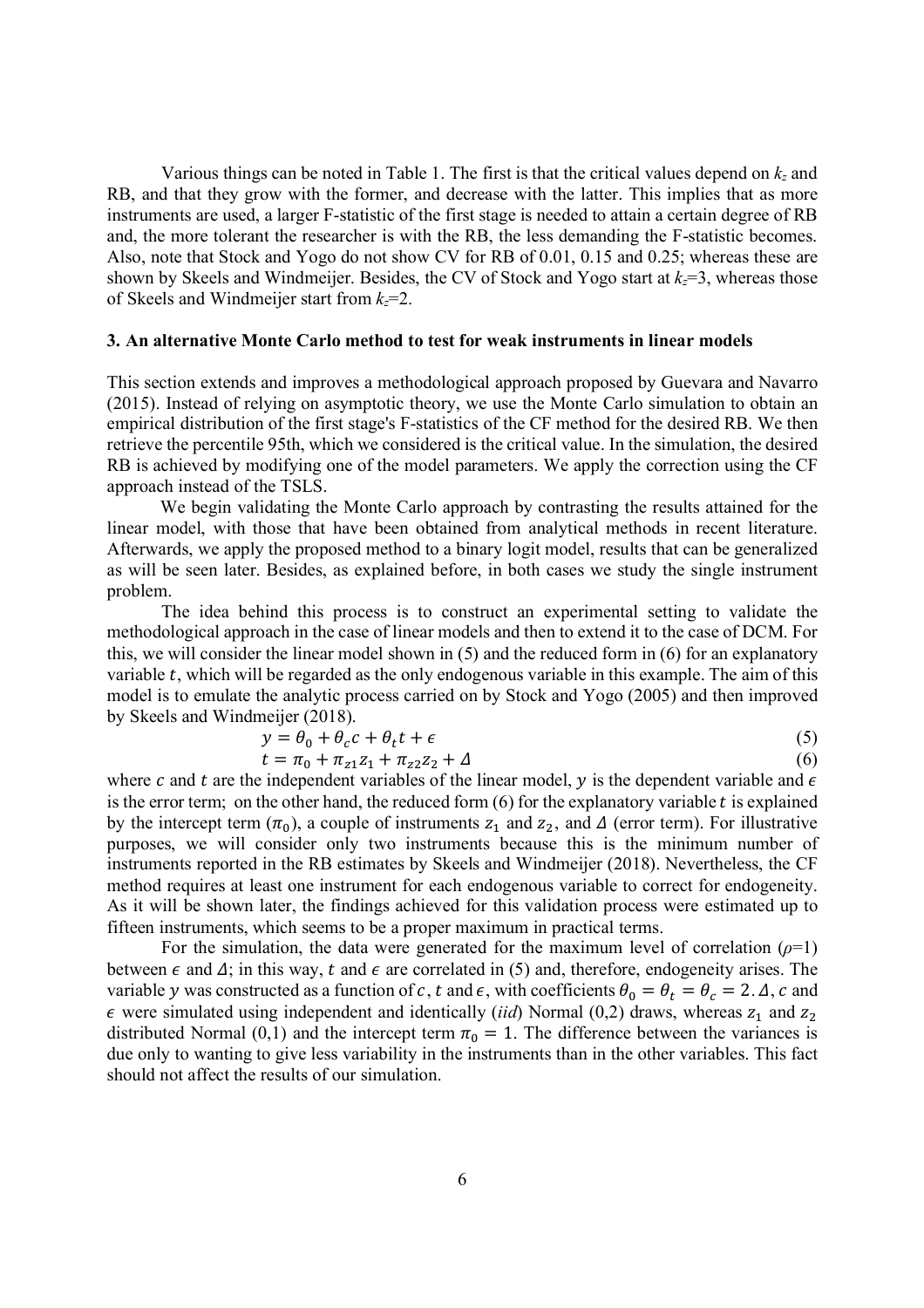Various things can be noted in Table 1. The first is that the critical values depend on $k_z$ and RB, and that they grow with the former, and decrease with the latter. This implies that as more instruments are used, a larger F-statistic of the first stage is needed to attain a certain degree of RB and, the more tolerant the researcher is with the RB, the less demanding the F-statistic becomes. Also, note that Stock and Yogo do not show CV for RB of 0.01, 0.15 and 0.25; whereas these are shown by Skeels and Windmeijer. Besides, the CV of Stock and Yogo start at $k_z$=3, whereas those of Skeels and Windmeijer start from $k_z$=2.

### 3. An alternative Monte Carlo method to test for weak instruments in linear models

This section extends and improves a methodological approach proposed by Guevara and Navarro (2015). Instead of relying on asymptotic theory, we use the Monte Carlo simulation to obtain an empirical distribution of the first stage's F-statistics of the CF method for the desired RB. We then retrieve the percentile 95th, which we considered is the critical value. In the simulation, the desired RB is achieved by modifying one of the model parameters. We apply the correction using the CF approach instead of the TSLS.

We begin validating the Monte Carlo approach by contrasting the results attained for the linear model, with those that have been obtained from analytical methods in recent literature. Afterwards, we apply the proposed method to a binary logit model, results that can be generalized as will be seen later. Besides, as explained before, in both cases we study the single instrument problem.

The idea behind this process is to construct an experimental setting to validate the methodological approach in the case of linear models and then to extend it to the case of DCM. For this, we will consider the linear model shown in (5) and the reduced form in (6) for an explanatory variable $t$, which will be regarded as the only endogenous variable in this example. The aim of this model is to emulate the analytic process carried on by Stock and Yogo (2005) and then improved by Skeels and Windmeijer (2018).

$$y = \theta_0 + \theta_c c + \theta_t t + \epsilon \tag{5}$$

$$t = \pi_0 + \pi_{z1} z_1 + \pi_{z2} z_2 + \Delta \tag{6}$$

where $c$ and $t$ are the independent variables of the linear model, $y$ is the dependent variable and $\epsilon$ is the error term; on the other hand, the reduced form (6) for the explanatory variable $t$ is explained by the intercept term ($\pi_0$), a couple of instruments $z_1$ and $z_2$, and $\Delta$ (error term). For illustrative purposes, we will consider only two instruments because this is the minimum number of instruments reported in the RB estimates by Skeels and Windmeijer (2018). Nevertheless, the CF method requires at least one instrument for each endogenous variable to correct for endogeneity. As it will be shown later, the findings achieved for this validation process were estimated up to fifteen instruments, which seems to be a proper maximum in practical terms.

For the simulation, the data were generated for the maximum level of correlation ($\rho$=1) between $\epsilon$ and $\Delta$; in this way, $t$ and $\epsilon$ are correlated in (5) and, therefore, endogeneity arises. The variable $y$ was constructed as a function of $c$, $t$ and $\epsilon$, with coefficients $\theta_0 = \theta_t = \theta_c = 2$. $\Delta$, $c$ and $\epsilon$ were simulated using independent and identically (*iid*) Normal (0,2) draws, whereas $z_1$ and $z_2$ distributed Normal (0,1) and the intercept term $\pi_0 = 1$. The difference between the variances is due only to wanting to give less variability in the instruments than in the other variables. This fact should not affect the results of our simulation.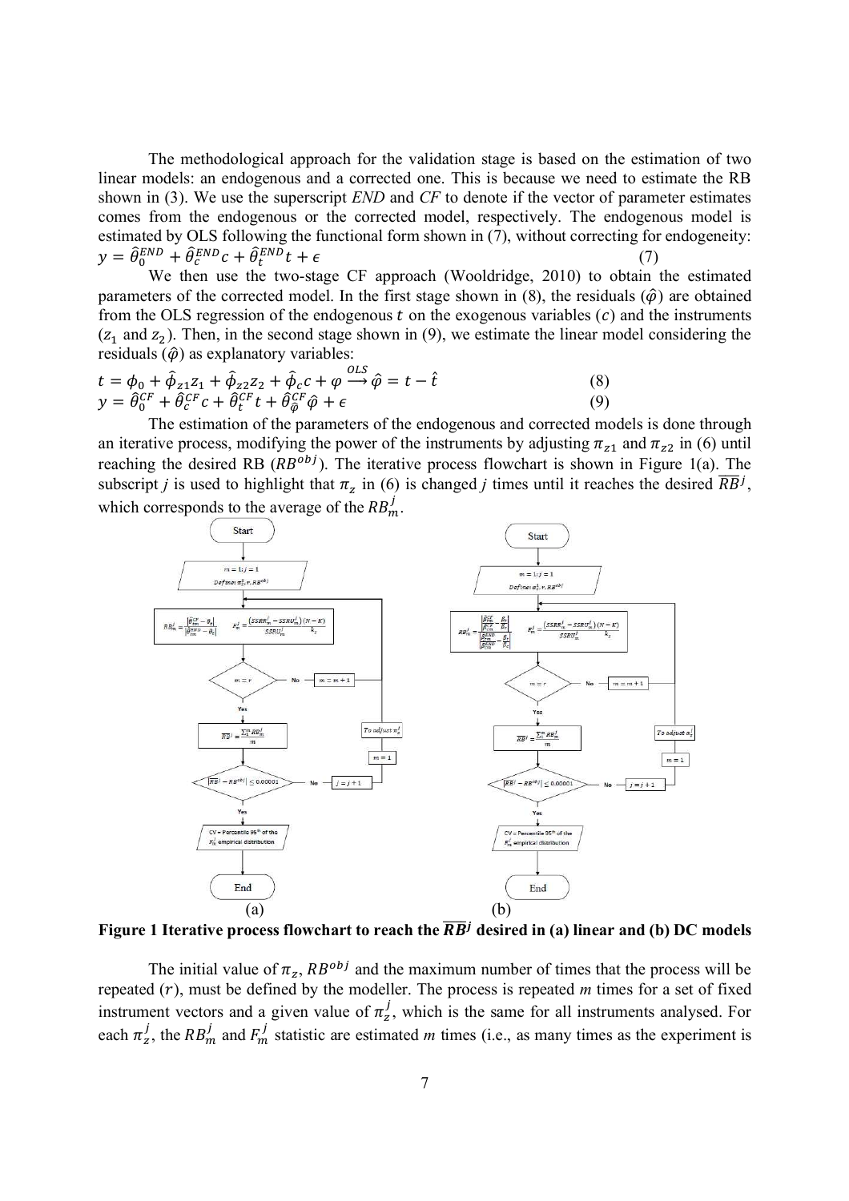The methodological approach for the validation stage is based on the estimation of two linear models: an endogenous and a corrected one. This is because we need to estimate the RB shown in (3). We use the superscript *END* and *CF* to denote if the vector of parameter estimates comes from the endogenous or the corrected model, respectively. The endogenous model is estimated by OLS following the functional form shown in (7), without correcting for endogeneity:

$$y = \hat{\theta}_0^{END} + \hat{\theta}_c^{END} c + \hat{\theta}_t^{END} t + \epsilon \tag{7}$$

We then use the two-stage CF approach (Wooldridge, 2010) to obtain the estimated parameters of the corrected model. In the first stage shown in (8), the residuals ($\hat{\varphi}$) are obtained from the OLS regression of the endogenous $t$ on the exogenous variables ($c$) and the instruments ($z_1$ and $z_2$). Then, in the second stage shown in (9), we estimate the linear model considering the residuals ($\hat{\varphi}$) as explanatory variables:

$$t = \phi_0 + \hat{\phi}_{z1} z_1 + \hat{\phi}_{z2} z_2 + \hat{\phi}_c c + \varphi \xrightarrow{OLS} \hat{\varphi} = t - \hat{t} \tag{8}$$

$$y = \hat{\theta}_0^{CF} + \hat{\theta}_c^{CF} c + \hat{\theta}_t^{CF} t + \hat{\theta}_{\hat{\varphi}}^{CF} \hat{\varphi} + \epsilon \tag{9}$$

The estimation of the parameters of the endogenous and corrected models is done through an iterative process, modifying the power of the instruments by adjusting $\pi_{z1}$ and $\pi_{z2}$ in (6) until reaching the desired RB ($RB^{obj}$). The iterative process flowchart is shown in Figure 1(a). The subscript *j* is used to highlight that $\pi_z$ in (6) is changed *j* times until it reaches the desired $\overline{RB}^j$, which corresponds to the average of the $RB_m^j$.

**Figure 1 Iterative process flowchart to reach the $\overline{RB}^j$ desired in (a) linear and (b) DC models**

The initial value of $\pi_z$, $RB^{obj}$ and the maximum number of times that the process will be repeated ($r$), must be defined by the modeller. The process is repeated *m* times for a set of fixed instrument vectors and a given value of $\pi_z^j$, which is the same for all instruments analysed. For each $\pi_z^j$, the $RB_m^j$ and $F_m^j$ statistic are estimated *m* times (i.e., as many times as the experiment is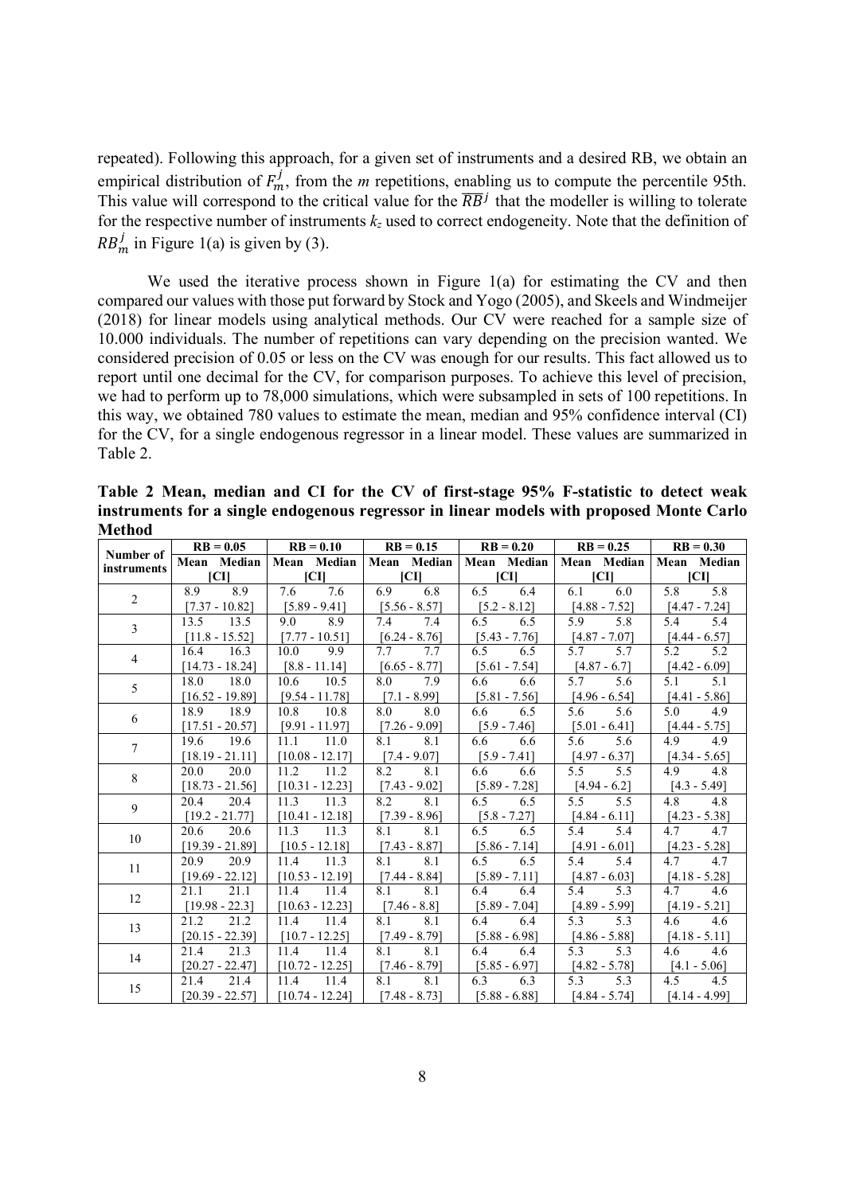repeated). Following this approach, for a given set of instruments and a desired RB, we obtain an empirical distribution of $F_m^j$, from the *m* repetitions, enabling us to compute the percentile 95th. This value will correspond to the critical value for the $\overline{RB}^j$ that the modeller is willing to tolerate for the respective number of instruments $k_z$ used to correct endogeneity. Note that the definition of $RB_m^j$ in Figure 1(a) is given by (3).

We used the iterative process shown in Figure 1(a) for estimating the CV and then compared our values with those put forward by Stock and Yogo (2005), and Skeels and Windmeijer (2018) for linear models using analytical methods. Our CV were reached for a sample size of 10.000 individuals. The number of repetitions can vary depending on the precision wanted. We considered precision of 0.05 or less on the CV was enough for our results. This fact allowed us to report until one decimal for the CV, for comparison purposes. To achieve this level of precision, we had to perform up to 78,000 simulations, which were subsampled in sets of 100 repetitions. In this way, we obtained 780 values to estimate the mean, median and 95% confidence interval (CI) for the CV, for a single endogenous regressor in a linear model. These values are summarized in Table 2.

**Table 2 Mean, median and CI for the CV of first-stage 95% F-statistic to detect weak instruments for a single endogenous regressor in linear models with proposed Monte Carlo Method**

| Number of instruments | RB = 0.05 | | RB = 0.10 | | RB = 0.15 | | RB = 0.20 | | RB = 0.25 | | RB = 0.30 | |
|---|---|---|---|---|---|---|---|---|---|---|---|---|
| | Mean | Median | Mean | Median | Mean | Median | Mean | Median | Mean | Median | Mean | Median |
| | [CI] | | [CI] | | [CI] | | [CI] | | [CI] | | [CI] | |
| 2 | 8.9 | 8.9 | 7.6 | 7.6 | 6.9 | 6.8 | 6.5 | 6.4 | 6.1 | 6.0 | 5.8 | 5.8 |
| | [7.37 - 10.82] | | [5.89 - 9.41] | | [5.56 - 8.57] | | [5.2 - 8.12] | | [4.88 - 7.52] | | [4.47 - 7.24] | |
| 3 | 13.5 | 13.5 | 9.0 | 8.9 | 7.4 | 7.4 | 6.5 | 6.5 | 5.9 | 5.8 | 5.4 | 5.4 |
| | [11.8 - 15.52] | | [7.77 - 10.51] | | [6.24 - 8.76] | | [5.43 - 7.76] | | [4.87 - 7.07] | | [4.44 - 6.57] | |
| 4 | 16.4 | 16.3 | 10.0 | 9.9 | 7.7 | 7.7 | 6.5 | 6.5 | 5.7 | 5.7 | 5.2 | 5.2 |
| | [14.73 - 18.24] | | [8.8 - 11.14] | | [6.65 - 8.77] | | [5.61 - 7.54] | | [4.87 - 6.7] | | [4.42 - 6.09] | |
| 5 | 18.0 | 18.0 | 10.6 | 10.5 | 8.0 | 7.9 | 6.6 | 6.6 | 5.7 | 5.6 | 5.1 | 5.1 |
| | [16.52 - 19.89] | | [9.54 - 11.78] | | [7.1 - 8.99] | | [5.81 - 7.56] | | [4.96 - 6.54] | | [4.41 - 5.86] | |
| 6 | 18.9 | 18.9 | 10.8 | 10.8 | 8.0 | 8.0 | 6.6 | 6.5 | 5.6 | 5.6 | 5.0 | 4.9 |
| | [17.51 - 20.57] | | [9.91 - 11.97] | | [7.26 - 9.09] | | [5.9 - 7.46] | | [5.01 - 6.41] | | [4.44 - 5.75] | |
| 7 | 19.6 | 19.6 | 11.1 | 11.0 | 8.1 | 8.1 | 6.6 | 6.6 | 5.6 | 5.6 | 4.9 | 4.9 |
| | [18.19 - 21.11] | | [10.08 - 12.17] | | [7.4 - 9.07] | | [5.9 - 7.41] | | [4.97 - 6.37] | | [4.34 - 5.65] | |
| 8 | 20.0 | 20.0 | 11.2 | 11.2 | 8.2 | 8.1 | 6.6 | 6.6 | 5.5 | 5.5 | 4.9 | 4.8 |
| | [18.73 - 21.56] | | [10.31 - 12.23] | | [7.43 - 9.02] | | [5.89 - 7.28] | | [4.94 - 6.2] | | [4.3 - 5.49] | |
| 9 | 20.4 | 20.4 | 11.3 | 11.3 | 8.2 | 8.1 | 6.5 | 6.5 | 5.5 | 5.5 | 4.8 | 4.8 |
| | [19.2 - 21.77] | | [10.41 - 12.18] | | [7.39 - 8.96] | | [5.8 - 7.27] | | [4.84 - 6.11] | | [4.23 - 5.38] | |
| 10 | 20.6 | 20.6 | 11.3 | 11.3 | 8.1 | 8.1 | 6.5 | 6.5 | 5.4 | 5.4 | 4.7 | 4.7 |
| | [19.39 - 21.89] | | [10.5 - 12.18] | | [7.43 - 8.87] | | [5.86 - 7.14] | | [4.91 - 6.01] | | [4.23 - 5.28] | |
| 11 | 20.9 | 20.9 | 11.4 | 11.3 | 8.1 | 8.1 | 6.5 | 6.5 | 5.4 | 5.4 | 4.7 | 4.7 |
| | [19.69 - 22.12] | | [10.53 - 12.19] | | [7.44 - 8.84] | | [5.89 - 7.11] | | [4.87 - 6.03] | | [4.18 - 5.28] | |
| 12 | 21.1 | 21.1 | 11.4 | 11.4 | 8.1 | 8.1 | 6.4 | 6.4 | 5.4 | 5.3 | 4.7 | 4.6 |
| | [19.98 - 22.3] | | [10.63 - 12.23] | | [7.46 - 8.8] | | [5.89 - 7.04] | | [4.89 - 5.99] | | [4.19 - 5.21] | |
| 13 | 21.2 | 21.2 | 11.4 | 11.4 | 8.1 | 8.1 | 6.4 | 6.4 | 5.3 | 5.3 | 4.6 | 4.6 |
| | [20.15 - 22.39] | | [10.7 - 12.25] | | [7.49 - 8.79] | | [5.88 - 6.98] | | [4.86 - 5.88] | | [4.18 - 5.11] | |
| 14 | 21.4 | 21.3 | 11.4 | 11.4 | 8.1 | 8.1 | 6.4 | 6.4 | 5.3 | 5.3 | 4.6 | 4.6 |
| | [20.27 - 22.47] | | [10.72 - 12.25] | | [7.46 - 8.79] | | [5.85 - 6.97] | | [4.82 - 5.78] | | [4.1 - 5.06] | |
| 15 | 21.4 | 21.4 | 11.4 | 11.4 | 8.1 | 8.1 | 6.3 | 6.3 | 5.3 | 5.3 | 4.5 | 4.5 |
| | [20.39 - 22.57] | | [10.74 - 12.24] | | [7.48 - 8.73] | | [5.88 - 6.88] | | [4.84 - 5.74] | | [4.14 - 4.99] | |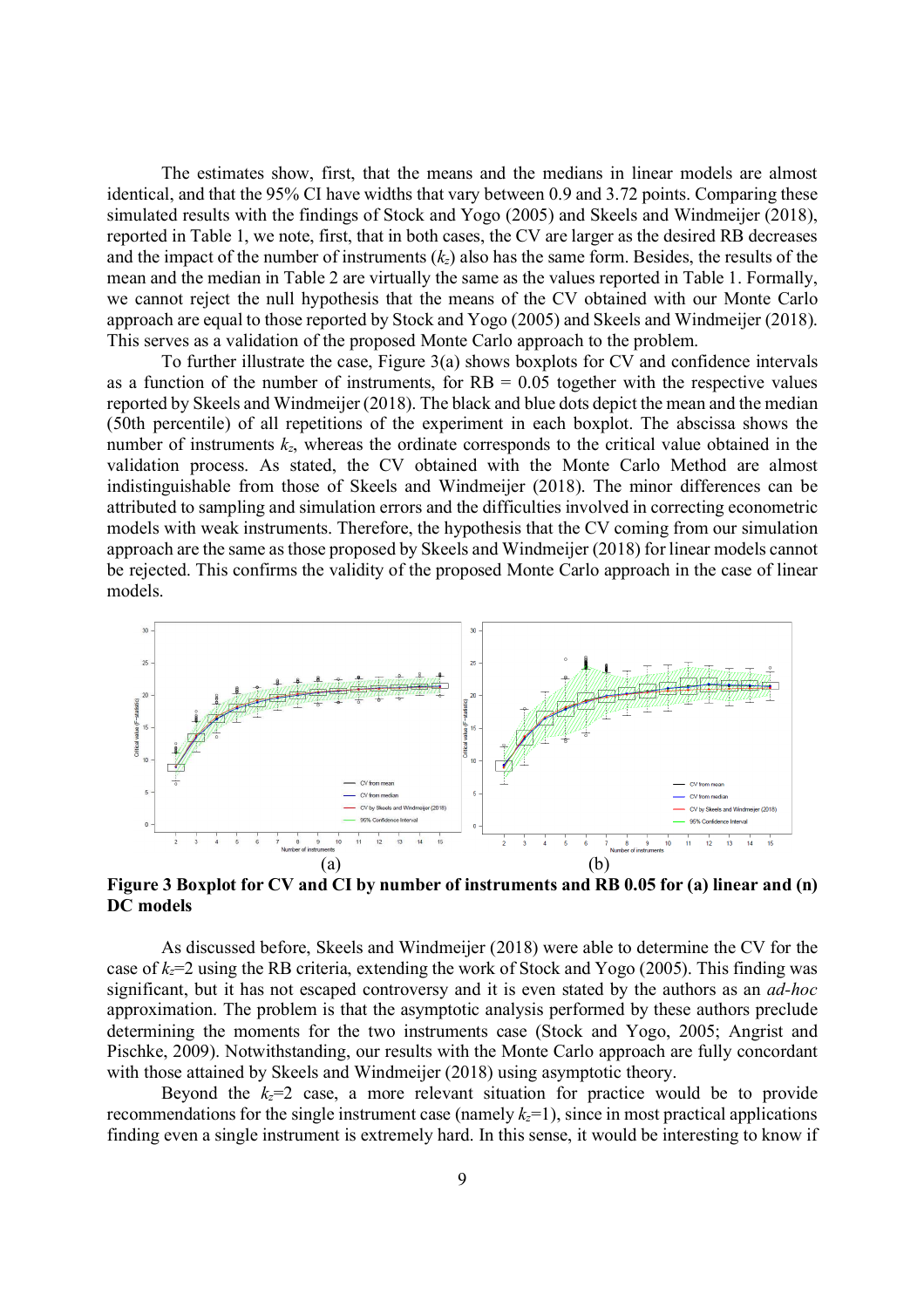The estimates show, first, that the means and the medians in linear models are almost identical, and that the 95% CI have widths that vary between 0.9 and 3.72 points. Comparing these simulated results with the findings of Stock and Yogo (2005) and Skeels and Windmeijer (2018), reported in Table 1, we note, first, that in both cases, the CV are larger as the desired RB decreases and the impact of the number of instruments ($k_z$) also has the same form. Besides, the results of the mean and the median in Table 2 are virtually the same as the values reported in Table 1. Formally, we cannot reject the null hypothesis that the means of the CV obtained with our Monte Carlo approach are equal to those reported by Stock and Yogo (2005) and Skeels and Windmeijer (2018). This serves as a validation of the proposed Monte Carlo approach to the problem.

To further illustrate the case, Figure 3(a) shows boxplots for CV and confidence intervals as a function of the number of instruments, for RB = 0.05 together with the respective values reported by Skeels and Windmeijer (2018). The black and blue dots depict the mean and the median (50th percentile) of all repetitions of the experiment in each boxplot. The abscissa shows the number of instruments $k_z$, whereas the ordinate corresponds to the critical value obtained in the validation process. As stated, the CV obtained with the Monte Carlo Method are almost indistinguishable from those of Skeels and Windmeijer (2018). The minor differences can be attributed to sampling and simulation errors and the difficulties involved in correcting econometric models with weak instruments. Therefore, the hypothesis that the CV coming from our simulation approach are the same as those proposed by Skeels and Windmeijer (2018) for linear models cannot be rejected. This confirms the validity of the proposed Monte Carlo approach in the case of linear models.

(a) (b)

**Figure 3 Boxplot for CV and CI by number of instruments and RB 0.05 for (a) linear and (n) DC models**

As discussed before, Skeels and Windmeijer (2018) were able to determine the CV for the case of $k_z$=2 using the RB criteria, extending the work of Stock and Yogo (2005). This finding was significant, but it has not escaped controversy and it is even stated by the authors as an *ad-hoc* approximation. The problem is that the asymptotic analysis performed by these authors preclude determining the moments for the two instruments case (Stock and Yogo, 2005; Angrist and Pischke, 2009). Notwithstanding, our results with the Monte Carlo approach are fully concordant with those attained by Skeels and Windmeijer (2018) using asymptotic theory.

Beyond the $k_z$=2 case, a more relevant situation for practice would be to provide recommendations for the single instrument case (namely $k_z$=1), since in most practical applications finding even a single instrument is extremely hard. In this sense, it would be interesting to know if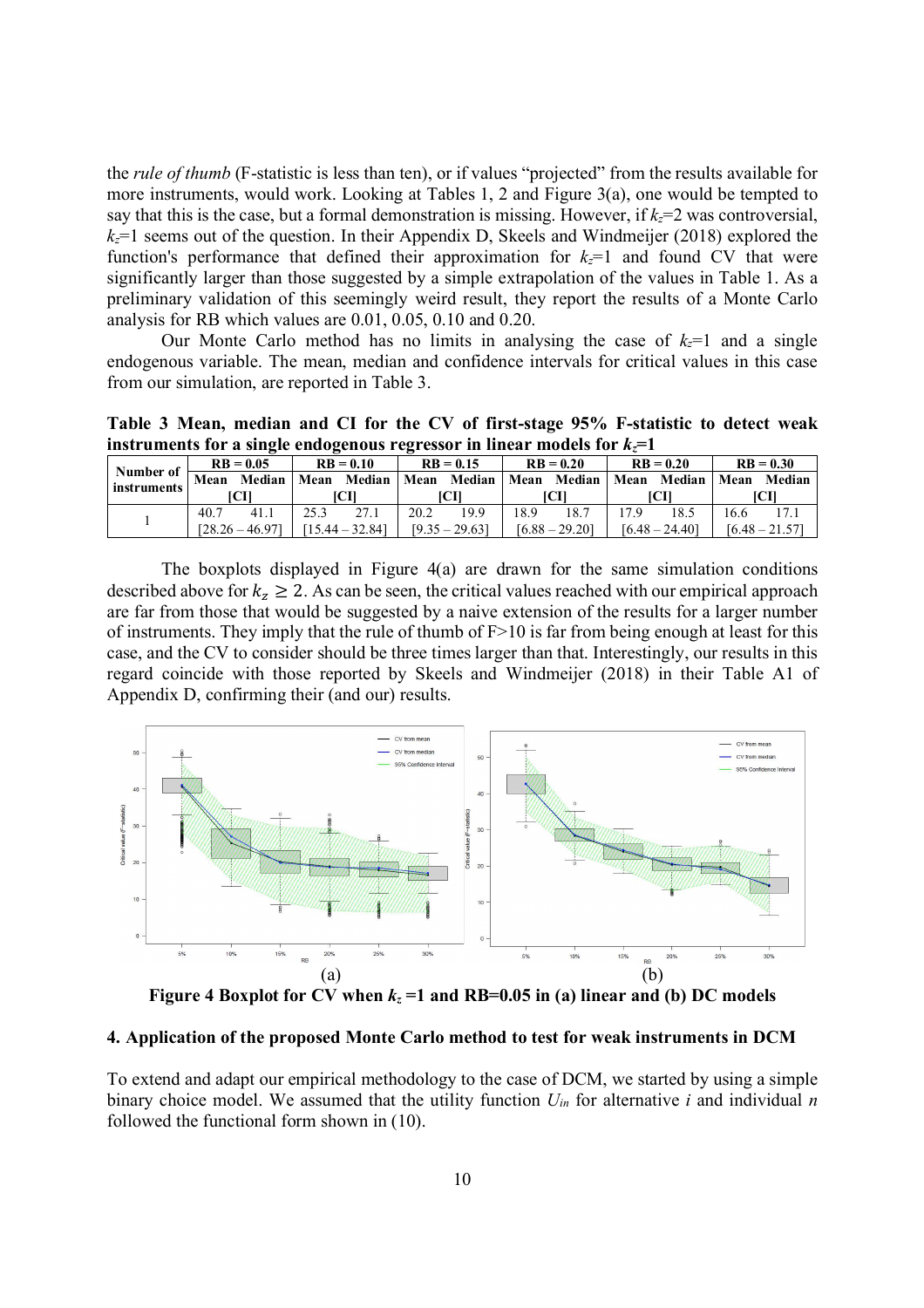the *rule of thumb* (F-statistic is less than ten), or if values "projected" from the results available for more instruments, would work. Looking at Tables 1, 2 and Figure 3(a), one would be tempted to say that this is the case, but a formal demonstration is missing. However, if $k_z$=2 was controversial, $k_z$=1 seems out of the question. In their Appendix D, Skeels and Windmeijer (2018) explored the function's performance that defined their approximation for $k_z$=1 and found CV that were significantly larger than those suggested by a simple extrapolation of the values in Table 1. As a preliminary validation of this seemingly weird result, they report the results of a Monte Carlo analysis for RB which values are 0.01, 0.05, 0.10 and 0.20.

Our Monte Carlo method has no limits in analysing the case of $k_z$=1 and a single endogenous variable. The mean, median and confidence intervals for critical values in this case from our simulation, are reported in Table 3.

**Table 3 Mean, median and CI for the CV of first-stage 95% F-statistic to detect weak instruments for a single endogenous regressor in linear models for $k_z$=1**

| Number of instruments | RB = 0.05 | | RB = 0.10 | | RB = 0.15 | | RB = 0.20 | | RB = 0.20 | | RB = 0.30 | |
|---|---|---|---|---|---|---|---|---|---|---|---|---|
| | Mean | Median | Mean | Median | Mean | Median | Mean | Median | Mean | Median | Mean | Median |
| | [CI] | | [CI] | | [CI] | | [CI] | | [CI] | | [CI] | |
| 1 | 40.7 | 41.1 | 25.3 | 27.1 | 20.2 | 19.9 | 18.9 | 18.7 | 17.9 | 18.5 | 16.6 | 17.1 |
| | [28.26 – 46.97] | | [15.44 – 32.84] | | [9.35 – 29.63] | | [6.88 – 29.20] | | [6.48 – 24.40] | | [6.48 – 21.57] | |

The boxplots displayed in Figure 4(a) are drawn for the same simulation conditions described above for $k_z \geq 2$. As can be seen, the critical values reached with our empirical approach are far from those that would be suggested by a naive extension of the results for a larger number of instruments. They imply that the rule of thumb of F>10 is far from being enough at least for this case, and the CV to consider should be three times larger than that. Interestingly, our results in this regard coincide with those reported by Skeels and Windmeijer (2018) in their Table A1 of Appendix D, confirming their (and our) results.

(a) (b)

**Figure 4 Boxplot for CV when $k_z$ =1 and RB=0.05 in (a) linear and (b) DC models**

## 4. Application of the proposed Monte Carlo method to test for weak instruments in DCM

To extend and adapt our empirical methodology to the case of DCM, we started by using a simple binary choice model. We assumed that the utility function $U_{in}$ for alternative $i$ and individual $n$ followed the functional form shown in (10).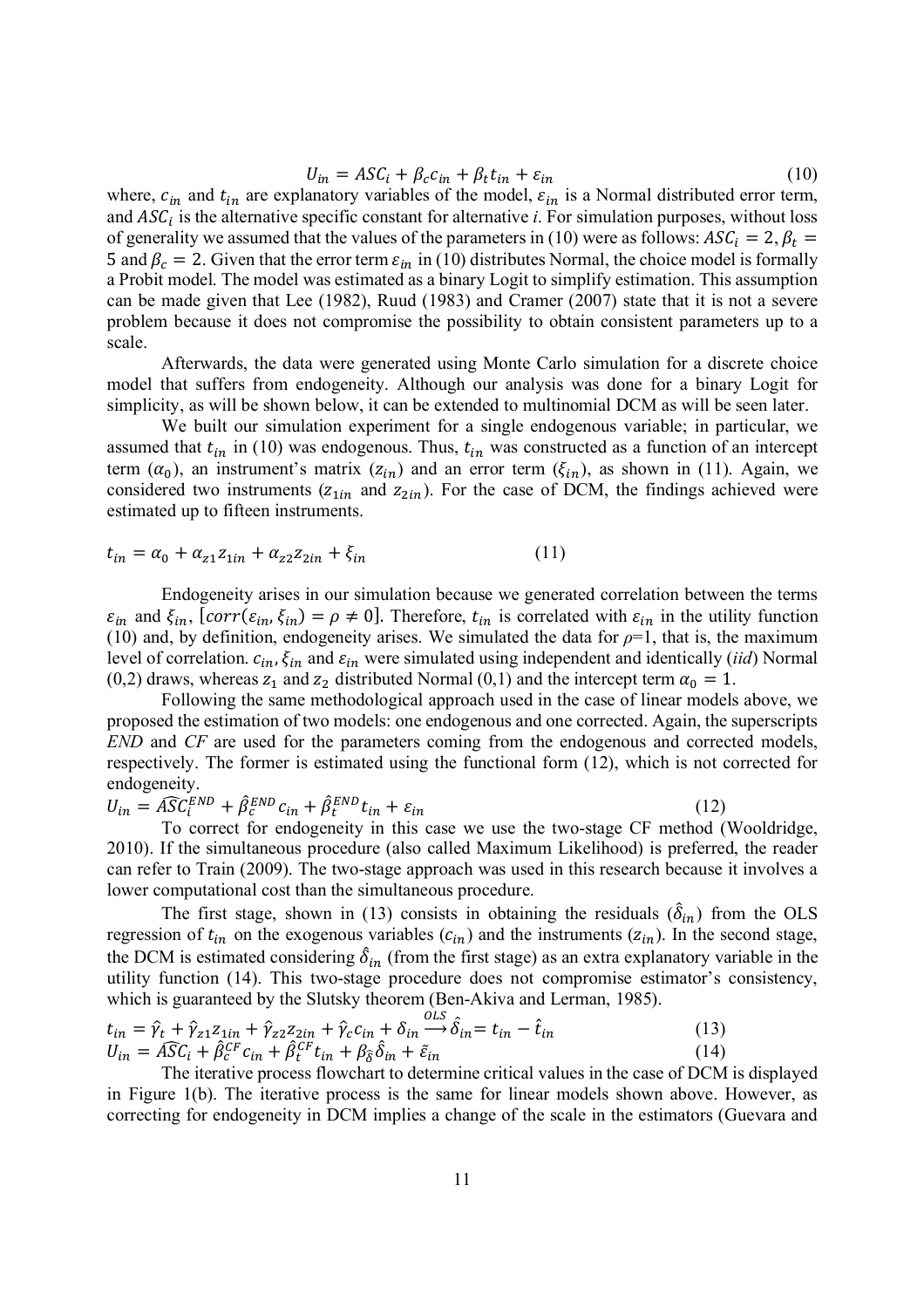$$U_{in} = ASC_i + \beta_c c_{in} + \beta_t t_{in} + \varepsilon_{in} \tag{10}$$

where, $c_{in}$ and $t_{in}$ are explanatory variables of the model, $\varepsilon_{in}$ is a Normal distributed error term, and $ASC_i$ is the alternative specific constant for alternative *i*. For simulation purposes, without loss of generality we assumed that the values of the parameters in (10) were as follows: $ASC_i = 2, \beta_t = 5$ and $\beta_c = 2$. Given that the error term $\varepsilon_{in}$ in (10) distributes Normal, the choice model is formally a Probit model. The model was estimated as a binary Logit to simplify estimation. This assumption can be made given that Lee (1982), Ruud (1983) and Cramer (2007) state that it is not a severe problem because it does not compromise the possibility to obtain consistent parameters up to a scale.

Afterwards, the data were generated using Monte Carlo simulation for a discrete choice model that suffers from endogeneity. Although our analysis was done for a binary Logit for simplicity, as will be shown below, it can be extended to multinomial DCM as will be seen later.

We built our simulation experiment for a single endogenous variable; in particular, we assumed that $t_{in}$ in (10) was endogenous. Thus, $t_{in}$ was constructed as a function of an intercept term ($\alpha_0$), an instrument's matrix ($z_{in}$) and an error term ($\xi_{in}$), as shown in (11). Again, we considered two instruments ($z_{1in}$ and $z_{2in}$). For the case of DCM, the findings achieved were estimated up to fifteen instruments.

$$t_{in} = \alpha_0 + \alpha_{z1} z_{1in} + \alpha_{z2} z_{2in} + \xi_{in} \tag{11}$$

Endogeneity arises in our simulation because we generated correlation between the terms $\varepsilon_{in}$ and $\xi_{in}$, $[corr(\varepsilon_{in}, \xi_{in}) = \rho \neq 0]$. Therefore, $t_{in}$ is correlated with $\varepsilon_{in}$ in the utility function (10) and, by definition, endogeneity arises. We simulated the data for $\rho$=1, that is, the maximum level of correlation. $c_{in}, \xi_{in}$ and $\varepsilon_{in}$ were simulated using independent and identically (*iid*) Normal (0,2) draws, whereas $z_1$ and $z_2$ distributed Normal (0,1) and the intercept term $\alpha_0 = 1$.

Following the same methodological approach used in the case of linear models above, we proposed the estimation of two models: one endogenous and one corrected. Again, the superscripts *END* and *CF* are used for the parameters coming from the endogenous and corrected models, respectively. The former is estimated using the functional form (12), which is not corrected for endogeneity.

$$U_{in} = \widehat{ASC}_i^{END} + \hat{\beta}_c^{END} c_{in} + \hat{\beta}_t^{END} t_{in} + \varepsilon_{in} \tag{12}$$

To correct for endogeneity in this case we use the two-stage CF method (Wooldridge, 2010). If the simultaneous procedure (also called Maximum Likelihood) is preferred, the reader can refer to Train (2009). The two-stage approach was used in this research because it involves a lower computational cost than the simultaneous procedure.

The first stage, shown in (13) consists in obtaining the residuals ($\hat{\delta}_{in}$) from the OLS regression of $t_{in}$ on the exogenous variables ($c_{in}$) and the instruments ($z_{in}$). In the second stage, the DCM is estimated considering $\hat{\delta}_{in}$ (from the first stage) as an extra explanatory variable in the utility function (14). This two-stage procedure does not compromise estimator's consistency, which is guaranteed by the Slutsky theorem (Ben-Akiva and Lerman, 1985).

$$t_{in} = \hat{\gamma}_t + \hat{\gamma}_{z1} z_{1in} + \hat{\gamma}_{z2} z_{2in} + \hat{\gamma}_c c_{in} + \delta_{in} \overset{OLS}{\longrightarrow} \hat{\delta}_{in} = t_{in} - \hat{t}_{in} \tag{13}$$

$$U_{in} = \widehat{ASC}_i + \hat{\beta}_c^{CF} c_{in} + \hat{\beta}_t^{CF} t_{in} + \beta_{\hat{\delta}} \hat{\delta}_{in} + \tilde{\varepsilon}_{in} \tag{14}$$

The iterative process flowchart to determine critical values in the case of DCM is displayed in Figure 1(b). The iterative process is the same for linear models shown above. However, as correcting for endogeneity in DCM implies a change of the scale in the estimators (Guevara and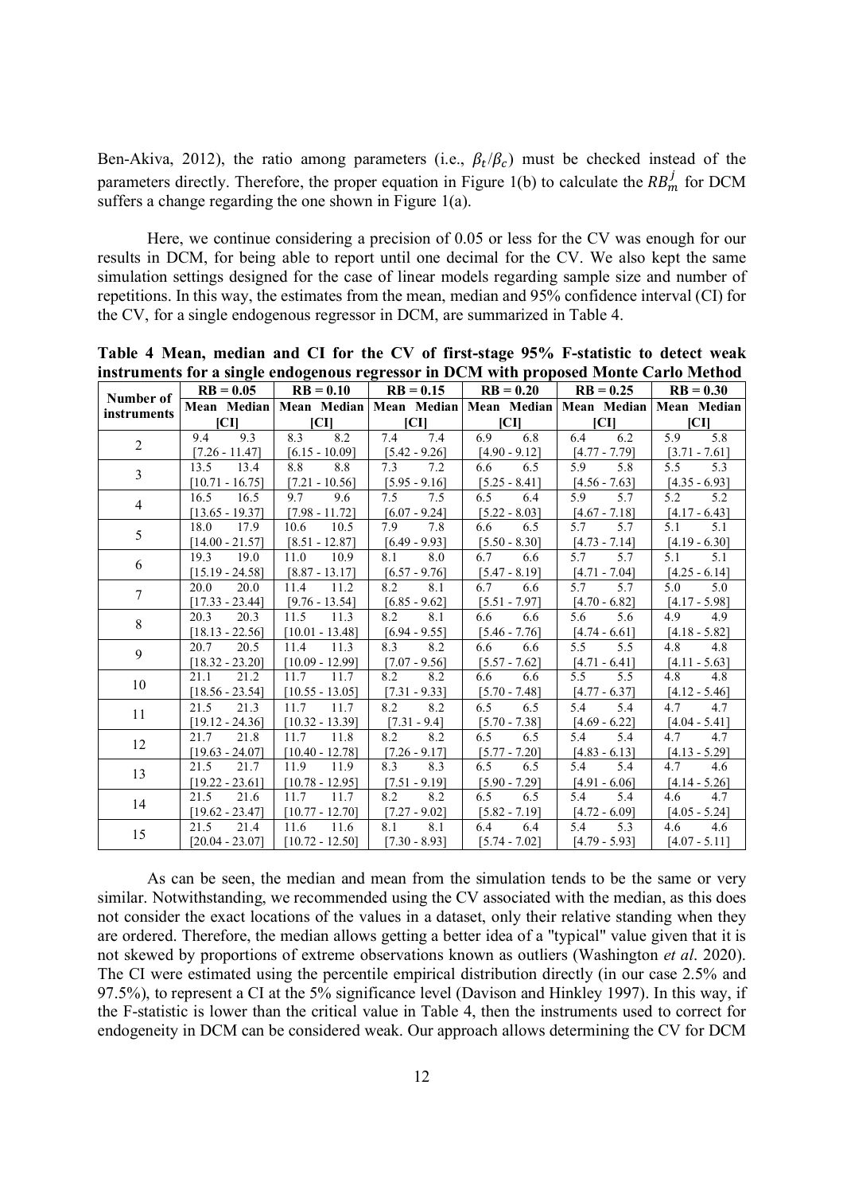Ben-Akiva, 2012), the ratio among parameters (i.e., $\beta_t/\beta_c$) must be checked instead of the parameters directly. Therefore, the proper equation in Figure 1(b) to calculate the $RB_m^j$ for DCM suffers a change regarding the one shown in Figure 1(a).

Here, we continue considering a precision of 0.05 or less for the CV was enough for our results in DCM, for being able to report until one decimal for the CV. We also kept the same simulation settings designed for the case of linear models regarding sample size and number of repetitions. In this way, the estimates from the mean, median and 95% confidence interval (CI) for the CV, for a single endogenous regressor in DCM, are summarized in Table 4.

**Table 4 Mean, median and CI for the CV of first-stage 95% F-statistic to detect weak instruments for a single endogenous regressor in DCM with proposed Monte Carlo Method**

| Number of instruments | RB = 0.05 | | RB = 0.10 | | RB = 0.15 | | RB = 0.20 | | RB = 0.25 | | RB = 0.30 | |
|---|---|---|---|---|---|---|---|---|---|---|---|---|
| | Mean | Median | Mean | Median | Mean | Median | Mean | Median | Mean | Median | Mean | Median |
| | [CI] | | [CI] | | [CI] | | [CI] | | [CI] | | [CI] | |
| 2 | 9.4 | 9.3 | 8.3 | 8.2 | 7.4 | 7.4 | 6.9 | 6.8 | 6.4 | 6.2 | 5.9 | 5.8 |
| | [7.26 - 11.47] | | [6.15 - 10.09] | | [5.42 - 9.26] | | [4.90 - 9.12] | | [4.77 - 7.79] | | [3.71 - 7.61] | |
| 3 | 13.5 | 13.4 | 8.8 | 8.8 | 7.3 | 7.2 | 6.6 | 6.5 | 5.9 | 5.8 | 5.5 | 5.3 |
| | [10.71 - 16.75] | | [7.21 - 10.56] | | [5.95 - 9.16] | | [5.25 - 8.41] | | [4.56 - 7.63] | | [4.35 - 6.93] | |
| 4 | 16.5 | 16.5 | 9.7 | 9.6 | 7.5 | 7.5 | 6.5 | 6.4 | 5.9 | 5.7 | 5.2 | 5.2 |
| | [13.65 - 19.37] | | [7.98 - 11.72] | | [6.07 - 9.24] | | [5.22 - 8.03] | | [4.67 - 7.18] | | [4.17 - 6.43] | |
| 5 | 18.0 | 17.9 | 10.6 | 10.5 | 7.9 | 7.8 | 6.6 | 6.5 | 5.7 | 5.7 | 5.1 | 5.1 |
| | [14.00 - 21.57] | | [8.51 - 12.87] | | [6.49 - 9.93] | | [5.50 - 8.30] | | [4.73 - 7.14] | | [4.19 - 6.30] | |
| 6 | 19.3 | 19.0 | 11.0 | 10.9 | 8.1 | 8.0 | 6.7 | 6.6 | 5.7 | 5.7 | 5.1 | 5.1 |
| | [15.19 - 24.58] | | [8.87 - 13.17] | | [6.57 - 9.76] | | [5.47 - 8.19] | | [4.71 - 7.04] | | [4.25 - 6.14] | |
| 7 | 20.0 | 20.0 | 11.4 | 11.2 | 8.2 | 8.1 | 6.7 | 6.6 | 5.7 | 5.7 | 5.0 | 5.0 |
| | [17.33 - 23.44] | | [9.76 - 13.54] | | [6.85 - 9.62] | | [5.51 - 7.97] | | [4.70 - 6.82] | | [4.17 - 5.98] | |
| 8 | 20.3 | 20.3 | 11.5 | 11.3 | 8.2 | 8.1 | 6.6 | 6.6 | 5.6 | 5.6 | 4.9 | 4.9 |
| | [18.13 - 22.56] | | [10.01 - 13.48] | | [6.94 - 9.55] | | [5.46 - 7.76] | | [4.74 - 6.61] | | [4.18 - 5.82] | |
| 9 | 20.7 | 20.5 | 11.4 | 11.3 | 8.3 | 8.2 | 6.6 | 6.6 | 5.5 | 5.5 | 4.8 | 4.8 |
| | [18.32 - 23.20] | | [10.09 - 12.99] | | [7.07 - 9.56] | | [5.57 - 7.62] | | [4.71 - 6.41] | | [4.11 - 5.63] | |
| 10 | 21.1 | 21.2 | 11.7 | 11.7 | 8.2 | 8.2 | 6.6 | 6.6 | 5.5 | 5.5 | 4.8 | 4.8 |
| | [18.56 - 23.54] | | [10.55 - 13.05] | | [7.31 - 9.33] | | [5.70 - 7.48] | | [4.77 - 6.37] | | [4.12 - 5.46] | |
| 11 | 21.5 | 21.3 | 11.7 | 11.7 | 8.2 | 8.2 | 6.5 | 6.5 | 5.4 | 5.4 | 4.7 | 4.7 |
| | [19.12 - 24.36] | | [10.32 - 13.39] | | [7.31 - 9.4] | | [5.70 - 7.38] | | [4.69 - 6.22] | | [4.04 - 5.41] | |
| 12 | 21.7 | 21.8 | 11.7 | 11.8 | 8.2 | 8.2 | 6.5 | 6.5 | 5.4 | 5.4 | 4.7 | 4.7 |
| | [19.63 - 24.07] | | [10.40 - 12.78] | | [7.26 - 9.17] | | [5.77 - 7.20] | | [4.83 - 6.13] | | [4.13 - 5.29] | |
| 13 | 21.5 | 21.7 | 11.9 | 11.9 | 8.3 | 8.3 | 6.5 | 6.5 | 5.4 | 5.4 | 4.7 | 4.6 |
| | [19.22 - 23.61] | | [10.78 - 12.95] | | [7.51 - 9.19] | | [5.90 - 7.29] | | [4.91 - 6.06] | | [4.14 - 5.26] | |
| 14 | 21.5 | 21.6 | 11.7 | 11.7 | 8.2 | 8.2 | 6.5 | 6.5 | 5.4 | 5.4 | 4.6 | 4.7 |
| | [19.62 - 23.47] | | [10.77 - 12.70] | | [7.27 - 9.02] | | [5.82 - 7.19] | | [4.72 - 6.09] | | [4.05 - 5.24] | |
| 15 | 21.5 | 21.4 | 11.6 | 11.6 | 8.1 | 8.1 | 6.4 | 6.4 | 5.4 | 5.3 | 4.6 | 4.6 |
| | [20.04 - 23.07] | | [10.72 - 12.50] | | [7.30 - 8.93] | | [5.74 - 7.02] | | [4.79 - 5.93] | | [4.07 - 5.11] | |

As can be seen, the median and mean from the simulation tends to be the same or very similar. Notwithstanding, we recommended using the CV associated with the median, as this does not consider the exact locations of the values in a dataset, only their relative standing when they are ordered. Therefore, the median allows getting a better idea of a "typical" value given that it is not skewed by proportions of extreme observations known as outliers (Washington *et al*. 2020). The CI were estimated using the percentile empirical distribution directly (in our case 2.5% and 97.5%), to represent a CI at the 5% significance level (Davison and Hinkley 1997). In this way, if the F-statistic is lower than the critical value in Table 4, then the instruments used to correct for endogeneity in DCM can be considered weak. Our approach allows determining the CV for DCM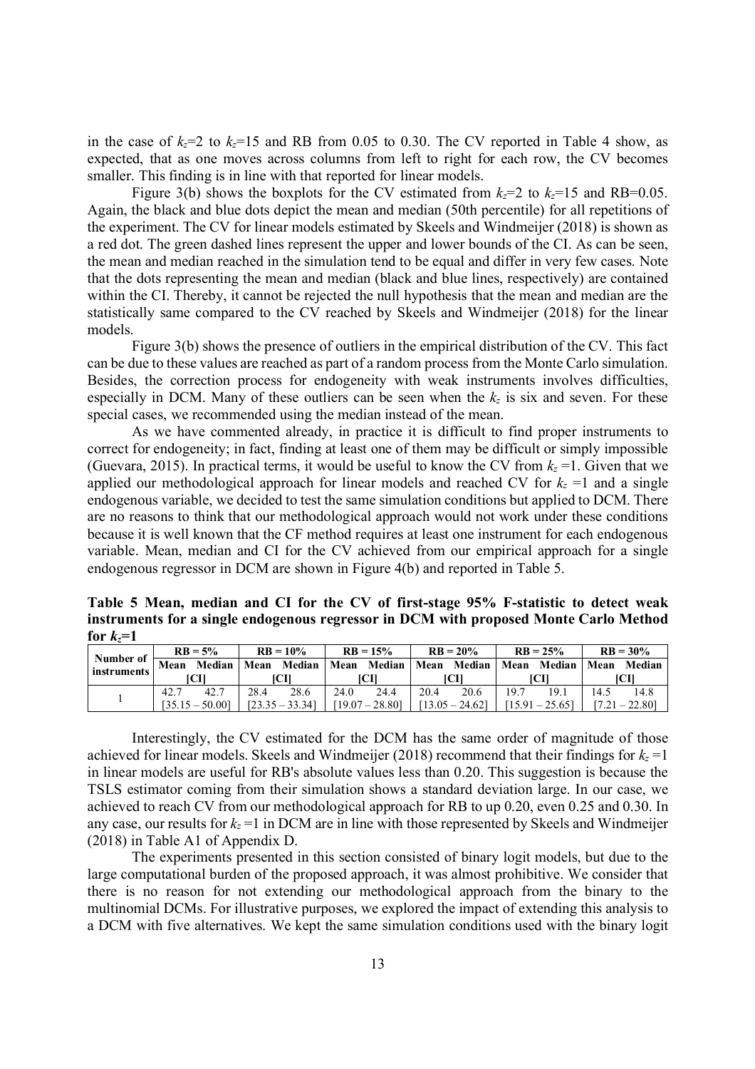in the case of $k_z$=2 to $k_z$=15 and RB from 0.05 to 0.30. The CV reported in Table 4 show, as expected, that as one moves across columns from left to right for each row, the CV becomes smaller. This finding is in line with that reported for linear models.

Figure 3(b) shows the boxplots for the CV estimated from $k_z$=2 to $k_z$=15 and RB=0.05. Again, the black and blue dots depict the mean and median (50th percentile) for all repetitions of the experiment. The CV for linear models estimated by Skeels and Windmeijer (2018) is shown as a red dot. The green dashed lines represent the upper and lower bounds of the CI. As can be seen, the mean and median reached in the simulation tend to be equal and differ in very few cases. Note that the dots representing the mean and median (black and blue lines, respectively) are contained within the CI. Thereby, it cannot be rejected the null hypothesis that the mean and median are the statistically same compared to the CV reached by Skeels and Windmeijer (2018) for the linear models.

Figure 3(b) shows the presence of outliers in the empirical distribution of the CV. This fact can be due to these values are reached as part of a random process from the Monte Carlo simulation. Besides, the correction process for endogeneity with weak instruments involves difficulties, especially in DCM. Many of these outliers can be seen when the $k_z$ is six and seven. For these special cases, we recommended using the median instead of the mean.

As we have commented already, in practice it is difficult to find proper instruments to correct for endogeneity; in fact, finding at least one of them may be difficult or simply impossible (Guevara, 2015). In practical terms, it would be useful to know the CV from $k_z$ =1. Given that we applied our methodological approach for linear models and reached CV for $k_z$ =1 and a single endogenous variable, we decided to test the same simulation conditions but applied to DCM. There are no reasons to think that our methodological approach would not work under these conditions because it is well known that the CF method requires at least one instrument for each endogenous variable. Mean, median and CI for the CV achieved from our empirical approach for a single endogenous regressor in DCM are shown in Figure 4(b) and reported in Table 5.

**Table 5 Mean, median and CI for the CV of first-stage 95% F-statistic to detect weak instruments for a single endogenous regressor in DCM with proposed Monte Carlo Method for $k_z$=1**

| Number of instruments | RB = 5% | | RB = 10% | | RB = 15% | | RB = 20% | | RB = 25% | | RB = 30% | |
|---|---|---|---|---|---|---|---|---|---|---|---|---|
| | Mean [CI] | Median | Mean [CI] | Median | Mean [CI] | Median | Mean [CI] | Median | Mean [CI] | Median | Mean [CI] | Median |
| 1 | 42.7 [35.15 – 50.00] | 42.7 | 28.4 [23.35 – 33.34] | 28.6 | 24.0 [19.07 – 28.80] | 24.4 | 20.4 [13.05 – 24.62] | 20.6 | 19.7 [15.91 – 25.65] | 19.1 | 14.5 [7.21 – 22.80] | 14.8 |

Interestingly, the CV estimated for the DCM has the same order of magnitude of those achieved for linear models. Skeels and Windmeijer (2018) recommend that their findings for $k_z$ =1 in linear models are useful for RB's absolute values less than 0.20. This suggestion is because the TSLS estimator coming from their simulation shows a standard deviation large. In our case, we achieved to reach CV from our methodological approach for RB to up 0.20, even 0.25 and 0.30. In any case, our results for $k_z$ =1 in DCM are in line with those represented by Skeels and Windmeijer (2018) in Table A1 of Appendix D.

The experiments presented in this section consisted of binary logit models, but due to the large computational burden of the proposed approach, it was almost prohibitive. We consider that there is no reason for not extending our methodological approach from the binary to the multinomial DCMs. For illustrative purposes, we explored the impact of extending this analysis to a DCM with five alternatives. We kept the same simulation conditions used with the binary logit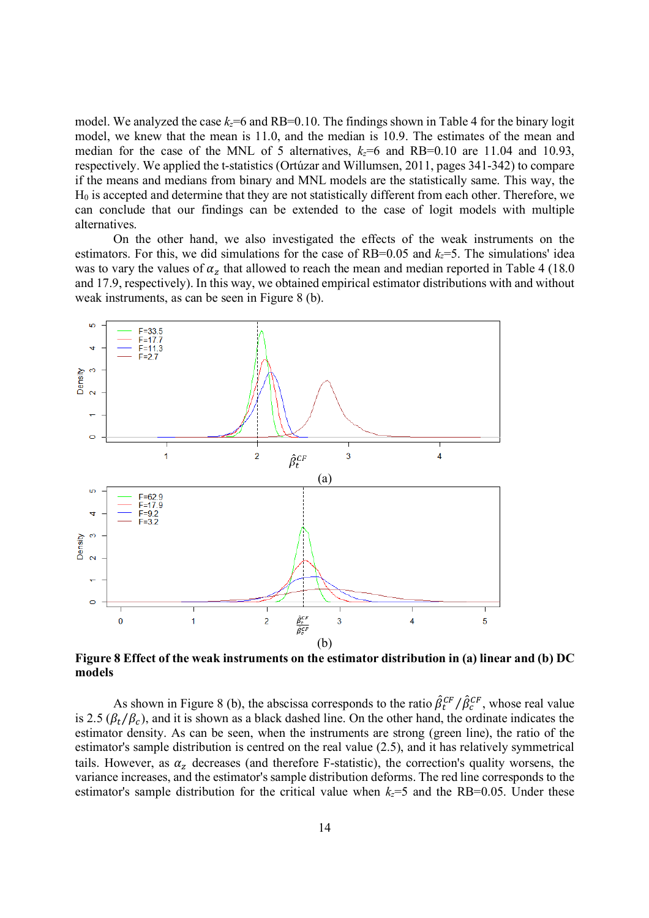model. We analyzed the case $k_z$=6 and RB=0.10. The findings shown in Table 4 for the binary logit model, we knew that the mean is 11.0, and the median is 10.9. The estimates of the mean and median for the case of the MNL of 5 alternatives, $k_z$=6 and RB=0.10 are 11.04 and 10.93, respectively. We applied the t-statistics (Ortúzar and Willumsen, 2011, pages 341-342) to compare if the means and medians from binary and MNL models are the statistically same. This way, the $H_0$ is accepted and determine that they are not statistically different from each other. Therefore, we can conclude that our findings can be extended to the case of logit models with multiple alternatives.

On the other hand, we also investigated the effects of the weak instruments on the estimators. For this, we did simulations for the case of RB=0.05 and $k_z$=5. The simulations' idea was to vary the values of $\alpha_z$ that allowed to reach the mean and median reported in Table 4 (18.0 and 17.9, respectively). In this way, we obtained empirical estimator distributions with and without weak instruments, as can be seen in Figure 8 (b).

**Figure 8 Effect of the weak instruments on the estimator distribution in (a) linear and (b) DC models**

As shown in Figure 8 (b), the abscissa corresponds to the ratio $\hat{\beta}_t^{CF}/\hat{\beta}_c^{CF}$, whose real value is 2.5 ($\beta_t/\beta_c$), and it is shown as a black dashed line. On the other hand, the ordinate indicates the estimator density. As can be seen, when the instruments are strong (green line), the ratio of the estimator's sample distribution is centred on the real value (2.5), and it has relatively symmetrical tails. However, as $\alpha_z$ decreases (and therefore F-statistic), the correction's quality worsens, the variance increases, and the estimator's sample distribution deforms. The red line corresponds to the estimator's sample distribution for the critical value when $k_z$=5 and the RB=0.05. Under these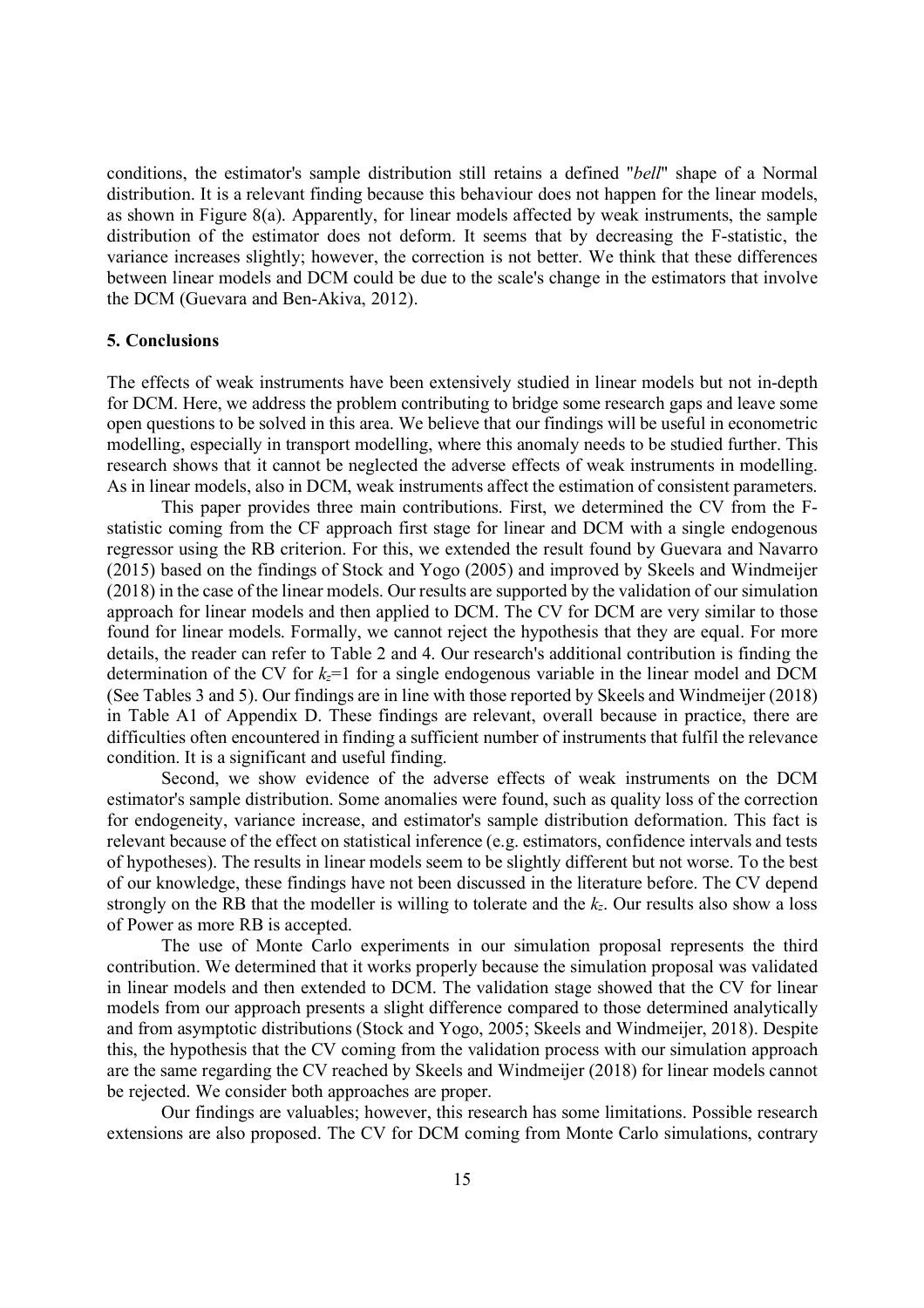conditions, the estimator's sample distribution still retains a defined "*bell*" shape of a Normal distribution. It is a relevant finding because this behaviour does not happen for the linear models, as shown in Figure 8(a). Apparently, for linear models affected by weak instruments, the sample distribution of the estimator does not deform. It seems that by decreasing the F-statistic, the variance increases slightly; however, the correction is not better. We think that these differences between linear models and DCM could be due to the scale's change in the estimators that involve the DCM (Guevara and Ben-Akiva, 2012).

## 5. Conclusions

The effects of weak instruments have been extensively studied in linear models but not in-depth for DCM. Here, we address the problem contributing to bridge some research gaps and leave some open questions to be solved in this area. We believe that our findings will be useful in econometric modelling, especially in transport modelling, where this anomaly needs to be studied further. This research shows that it cannot be neglected the adverse effects of weak instruments in modelling. As in linear models, also in DCM, weak instruments affect the estimation of consistent parameters.

This paper provides three main contributions. First, we determined the CV from the F-statistic coming from the CF approach first stage for linear and DCM with a single endogenous regressor using the RB criterion. For this, we extended the result found by Guevara and Navarro (2015) based on the findings of Stock and Yogo (2005) and improved by Skeels and Windmeijer (2018) in the case of the linear models. Our results are supported by the validation of our simulation approach for linear models and then applied to DCM. The CV for DCM are very similar to those found for linear models. Formally, we cannot reject the hypothesis that they are equal. For more details, the reader can refer to Table 2 and 4. Our research's additional contribution is finding the determination of the CV for $k_z$=1 for a single endogenous variable in the linear model and DCM (See Tables 3 and 5). Our findings are in line with those reported by Skeels and Windmeijer (2018) in Table A1 of Appendix D. These findings are relevant, overall because in practice, there are difficulties often encountered in finding a sufficient number of instruments that fulfil the relevance condition. It is a significant and useful finding.

Second, we show evidence of the adverse effects of weak instruments on the DCM estimator's sample distribution. Some anomalies were found, such as quality loss of the correction for endogeneity, variance increase, and estimator's sample distribution deformation. This fact is relevant because of the effect on statistical inference (e.g. estimators, confidence intervals and tests of hypotheses). The results in linear models seem to be slightly different but not worse. To the best of our knowledge, these findings have not been discussed in the literature before. The CV depend strongly on the RB that the modeller is willing to tolerate and the $k_z$. Our results also show a loss of Power as more RB is accepted.

The use of Monte Carlo experiments in our simulation proposal represents the third contribution. We determined that it works properly because the simulation proposal was validated in linear models and then extended to DCM. The validation stage showed that the CV for linear models from our approach presents a slight difference compared to those determined analytically and from asymptotic distributions (Stock and Yogo, 2005; Skeels and Windmeijer, 2018). Despite this, the hypothesis that the CV coming from the validation process with our simulation approach are the same regarding the CV reached by Skeels and Windmeijer (2018) for linear models cannot be rejected. We consider both approaches are proper.

Our findings are valuables; however, this research has some limitations. Possible research extensions are also proposed. The CV for DCM coming from Monte Carlo simulations, contrary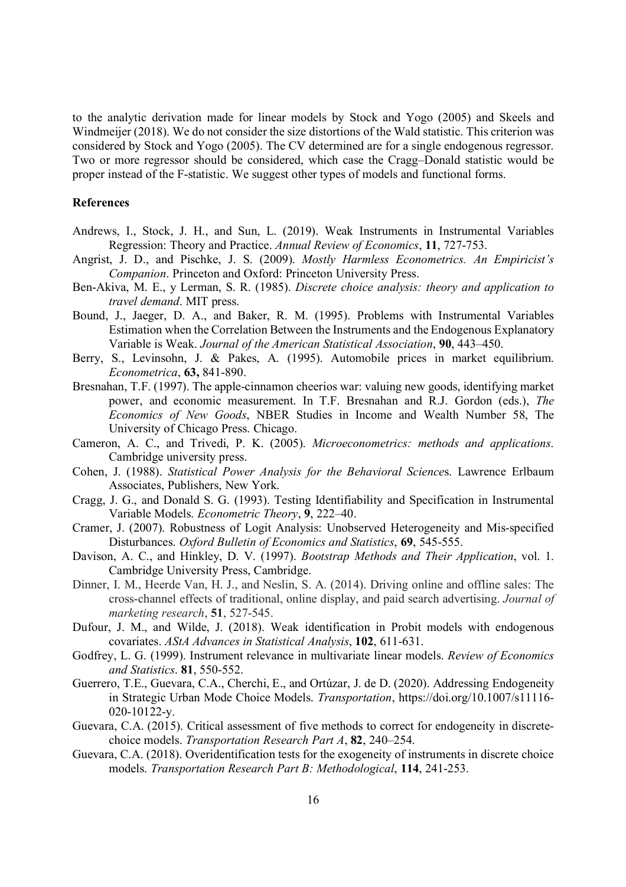to the analytic derivation made for linear models by Stock and Yogo (2005) and Skeels and Windmeijer (2018). We do not consider the size distortions of the Wald statistic. This criterion was considered by Stock and Yogo (2005). The CV determined are for a single endogenous regressor. Two or more regressor should be considered, which case the Cragg–Donald statistic would be proper instead of the F-statistic. We suggest other types of models and functional forms.

**References**

Andrews, I., Stock, J. H., and Sun, L. (2019). Weak Instruments in Instrumental Variables Regression: Theory and Practice. *Annual Review of Economics*, **11**, 727-753.

Angrist, J. D., and Pischke, J. S. (2009). *Mostly Harmless Econometrics. An Empiricist's Companion*. Princeton and Oxford: Princeton University Press.

Ben-Akiva, M. E., y Lerman, S. R. (1985). *Discrete choice analysis: theory and application to travel demand*. MIT press.

Bound, J., Jaeger, D. A., and Baker, R. M. (1995). Problems with Instrumental Variables Estimation when the Correlation Between the Instruments and the Endogenous Explanatory Variable is Weak. *Journal of the American Statistical Association*, **90**, 443–450.

Berry, S., Levinsohn, J. & Pakes, A. (1995). Automobile prices in market equilibrium. *Econometrica*, **63,** 841-890.

Bresnahan, T.F. (1997). The apple-cinnamon cheerios war: valuing new goods, identifying market power, and economic measurement. In T.F. Bresnahan and R.J. Gordon (eds.), *The Economics of New Goods*, NBER Studies in Income and Wealth Number 58, The University of Chicago Press. Chicago.

Cameron, A. C., and Trivedi, P. K. (2005). *Microeconometrics: methods and applications*. Cambridge university press.

Cohen, J. (1988). *Statistical Power Analysis for the Behavioral Sciences*. Lawrence Erlbaum Associates, Publishers, New York.

Cragg, J. G., and Donald S. G. (1993). Testing Identifiability and Specification in Instrumental Variable Models. *Econometric Theory*, **9**, 222–40.

Cramer, J. (2007). Robustness of Logit Analysis: Unobserved Heterogeneity and Mis-specified Disturbances. *Oxford Bulletin of Economics and Statistics*, **69**, 545-555.

Davison, A. C., and Hinkley, D. V. (1997). *Bootstrap Methods and Their Application*, vol. 1. Cambridge University Press, Cambridge.

Dinner, I. M., Heerde Van, H. J., and Neslin, S. A. (2014). Driving online and offline sales: The cross-channel effects of traditional, online display, and paid search advertising. *Journal of marketing research*, **51**, 527-545.

Dufour, J. M., and Wilde, J. (2018). Weak identification in Probit models with endogenous covariates. *AStA Advances in Statistical Analysis*, **102**, 611-631.

Godfrey, L. G. (1999). Instrument relevance in multivariate linear models. *Review of Economics and Statistics*. **81**, 550-552.

Guerrero, T.E., Guevara, C.A., Cherchi, E., and Ortúzar, J. de D. (2020). Addressing Endogeneity in Strategic Urban Mode Choice Models. *Transportation*, https://doi.org/10.1007/s11116-020-10122-y.

Guevara, C.A. (2015). Critical assessment of five methods to correct for endogeneity in discrete-choice models. *Transportation Research Part A*, **82**, 240–254.

Guevara, C.A. (2018). Overidentification tests for the exogeneity of instruments in discrete choice models. *Transportation Research Part B: Methodological*, **114**, 241-253.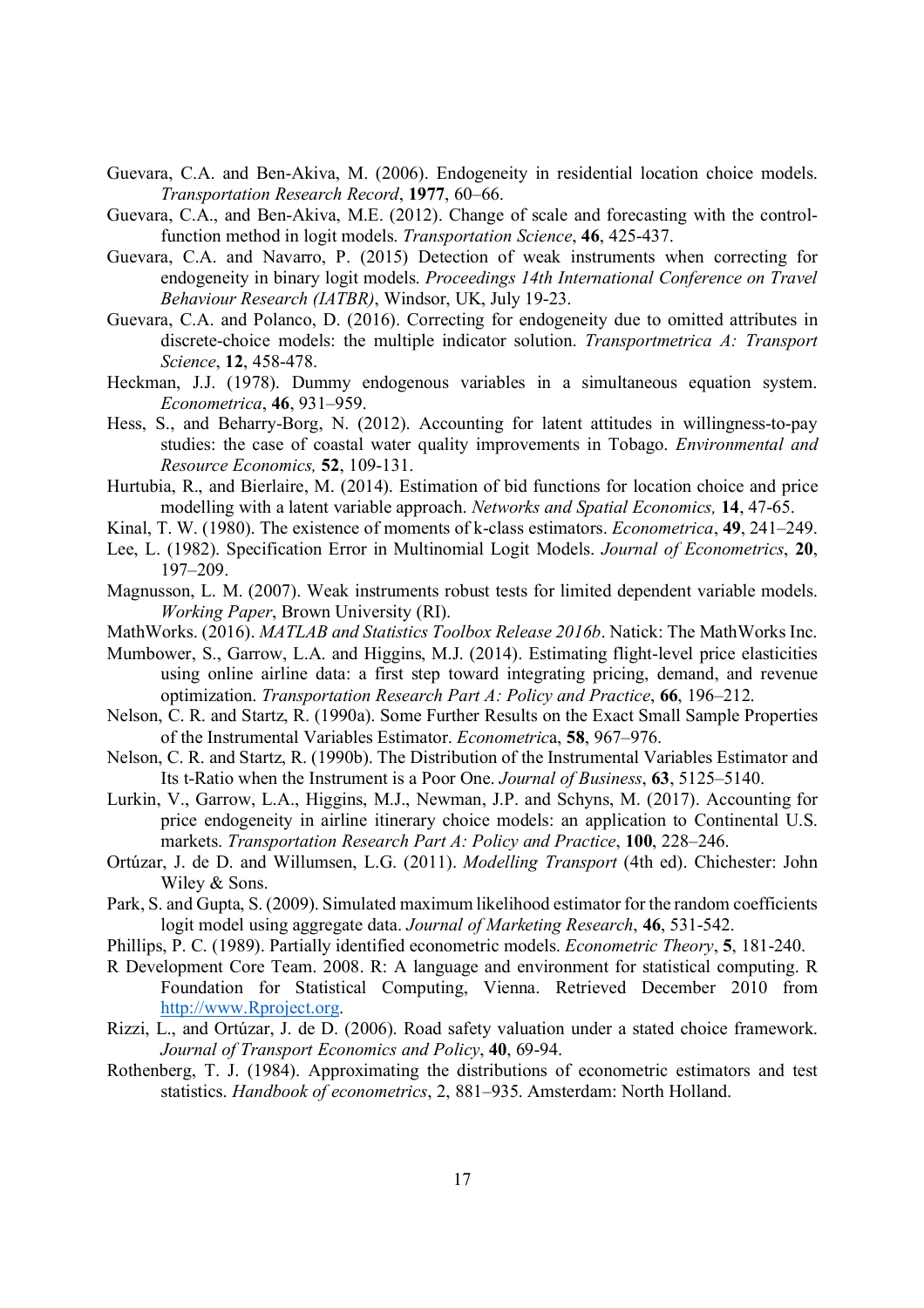Guevara, C.A. and Ben-Akiva, M. (2006). Endogeneity in residential location choice models. *Transportation Research Record*, **1977**, 60–66.

Guevara, C.A., and Ben-Akiva, M.E. (2012). Change of scale and forecasting with the control-function method in logit models. *Transportation Science*, **46**, 425-437.

Guevara, C.A. and Navarro, P. (2015) Detection of weak instruments when correcting for endogeneity in binary logit models. *Proceedings 14th International Conference on Travel Behaviour Research (IATBR)*, Windsor, UK, July 19-23.

Guevara, C.A. and Polanco, D. (2016). Correcting for endogeneity due to omitted attributes in discrete-choice models: the multiple indicator solution. *Transportmetrica A: Transport Science*, **12**, 458-478.

Heckman, J.J. (1978). Dummy endogenous variables in a simultaneous equation system. *Econometrica*, **46**, 931–959.

Hess, S., and Beharry-Borg, N. (2012). Accounting for latent attitudes in willingness-to-pay studies: the case of coastal water quality improvements in Tobago. *Environmental and Resource Economics,* **52**, 109-131.

Hurtubia, R., and Bierlaire, M. (2014). Estimation of bid functions for location choice and price modelling with a latent variable approach. *Networks and Spatial Economics,* **14**, 47-65.

Kinal, T. W. (1980). The existence of moments of k-class estimators. *Econometrica*, **49**, 241–249.

Lee, L. (1982). Specification Error in Multinomial Logit Models. *Journal of Econometrics*, **20**, 197–209.

Magnusson, L. M. (2007). Weak instruments robust tests for limited dependent variable models. *Working Paper*, Brown University (RI).

MathWorks. (2016). *MATLAB and Statistics Toolbox Release 2016b*. Natick: The MathWorks Inc.

Mumbower, S., Garrow, L.A. and Higgins, M.J. (2014). Estimating flight-level price elasticities using online airline data: a first step toward integrating pricing, demand, and revenue optimization. *Transportation Research Part A: Policy and Practice*, **66**, 196–212.

Nelson, C. R. and Startz, R. (1990a). Some Further Results on the Exact Small Sample Properties of the Instrumental Variables Estimator. *Econometric*a, **58**, 967–976.

Nelson, C. R. and Startz, R. (1990b). The Distribution of the Instrumental Variables Estimator and Its t-Ratio when the Instrument is a Poor One. *Journal of Business*, **63**, 5125–5140.

Lurkin, V., Garrow, L.A., Higgins, M.J., Newman, J.P. and Schyns, M. (2017). Accounting for price endogeneity in airline itinerary choice models: an application to Continental U.S. markets. *Transportation Research Part A: Policy and Practice*, **100**, 228–246.

Ortúzar, J. de D. and Willumsen, L.G. (2011). *Modelling Transport* (4th ed). Chichester: John Wiley & Sons.

Park, S. and Gupta, S. (2009). Simulated maximum likelihood estimator for the random coefficients logit model using aggregate data. *Journal of Marketing Research*, **46**, 531-542.

Phillips, P. C. (1989). Partially identified econometric models. *Econometric Theory*, **5**, 181-240.

R Development Core Team. 2008. R: A language and environment for statistical computing. R Foundation for Statistical Computing, Vienna. Retrieved December 2010 from http://www.Rproject.org.

Rizzi, L., and Ortúzar, J. de D. (2006). Road safety valuation under a stated choice framework. *Journal of Transport Economics and Policy*, **40**, 69-94.

Rothenberg, T. J. (1984). Approximating the distributions of econometric estimators and test statistics. *Handbook of econometrics*, 2, 881–935. Amsterdam: North Holland.